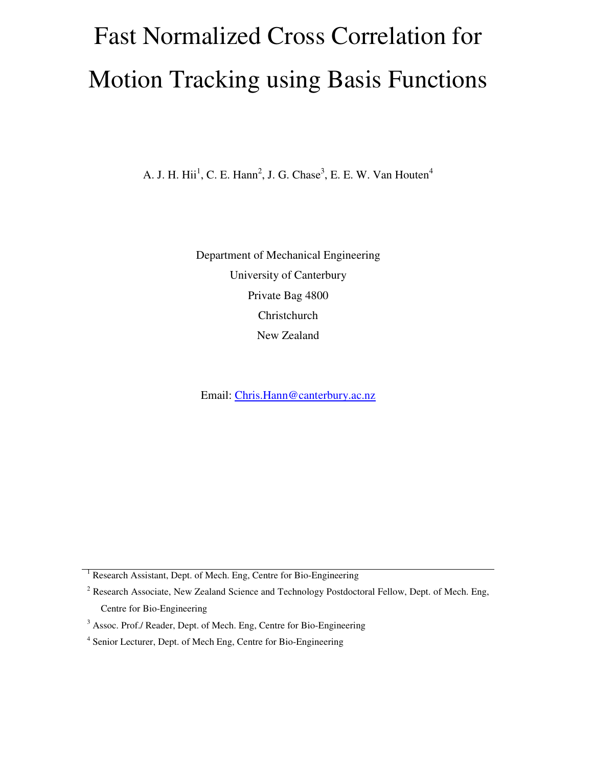# Fast Normalized Cross Correlation for Motion Tracking using Basis Functions

A. J. H. Hii[1], C. E. Hann[2], J. G. Chase[3], E. E. W. Van Houten[4]

Department of Mechanical Engineering

University of Canterbury

Private Bag 4800

Christchurch

New Zealand

Email: Chris.Hann@canterbury.ac.nz

---

[1] Research Assistant, Dept. of Mech. Eng, Centre for Bio-Engineering

[2] Research Associate, New Zealand Science and Technology Postdoctoral Fellow, Dept. of Mech. Eng, Centre for Bio-Engineering

[3] Assoc. Prof./ Reader, Dept. of Mech. Eng, Centre for Bio-Engineering

[4] Senior Lecturer, Dept. of Mech Eng, Centre for Bio-Engineering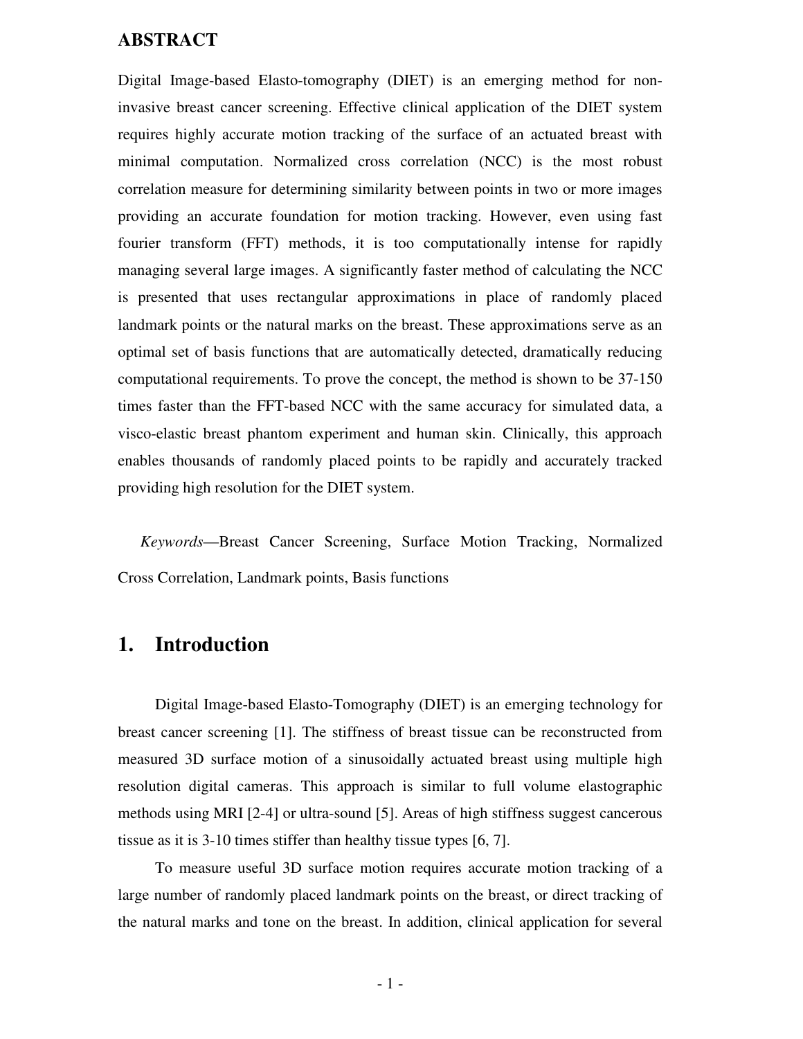## ABSTRACT

Digital Image-based Elasto-tomography (DIET) is an emerging method for non-invasive breast cancer screening. Effective clinical application of the DIET system requires highly accurate motion tracking of the surface of an actuated breast with minimal computation. Normalized cross correlation (NCC) is the most robust correlation measure for determining similarity between points in two or more images providing an accurate foundation for motion tracking. However, even using fast fourier transform (FFT) methods, it is too computationally intense for rapidly managing several large images. A significantly faster method of calculating the NCC is presented that uses rectangular approximations in place of randomly placed landmark points or the natural marks on the breast. These approximations serve as an optimal set of basis functions that are automatically detected, dramatically reducing computational requirements. To prove the concept, the method is shown to be 37-150 times faster than the FFT-based NCC with the same accuracy for simulated data, a visco-elastic breast phantom experiment and human skin. Clinically, this approach enables thousands of randomly placed points to be rapidly and accurately tracked providing high resolution for the DIET system.

*Keywords*—Breast Cancer Screening, Surface Motion Tracking, Normalized Cross Correlation, Landmark points, Basis functions

# 1. Introduction

Digital Image-based Elasto-Tomography (DIET) is an emerging technology for breast cancer screening [1]. The stiffness of breast tissue can be reconstructed from measured 3D surface motion of a sinusoidally actuated breast using multiple high resolution digital cameras. This approach is similar to full volume elastographic methods using MRI [2-4] or ultra-sound [5]. Areas of high stiffness suggest cancerous tissue as it is 3-10 times stiffer than healthy tissue types [6, 7].

To measure useful 3D surface motion requires accurate motion tracking of a large number of randomly placed landmark points on the breast, or direct tracking of the natural marks and tone on the breast. In addition, clinical application for several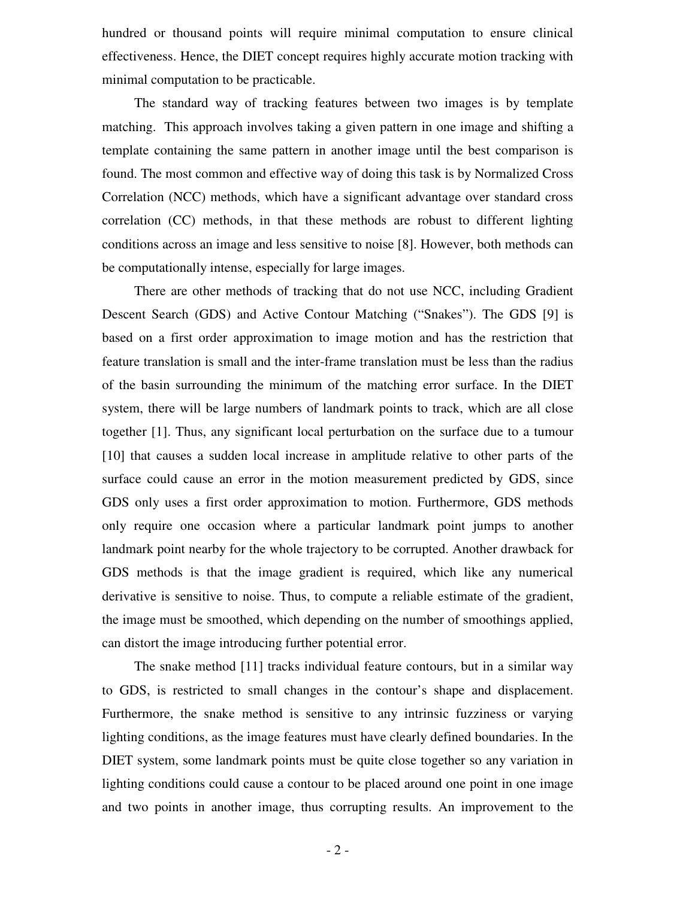hundred or thousand points will require minimal computation to ensure clinical effectiveness. Hence, the DIET concept requires highly accurate motion tracking with minimal computation to be practicable.

The standard way of tracking features between two images is by template matching. This approach involves taking a given pattern in one image and shifting a template containing the same pattern in another image until the best comparison is found. The most common and effective way of doing this task is by Normalized Cross Correlation (NCC) methods, which have a significant advantage over standard cross correlation (CC) methods, in that these methods are robust to different lighting conditions across an image and less sensitive to noise [8]. However, both methods can be computationally intense, especially for large images.

There are other methods of tracking that do not use NCC, including Gradient Descent Search (GDS) and Active Contour Matching ("Snakes"). The GDS [9] is based on a first order approximation to image motion and has the restriction that feature translation is small and the inter-frame translation must be less than the radius of the basin surrounding the minimum of the matching error surface. In the DIET system, there will be large numbers of landmark points to track, which are all close together [1]. Thus, any significant local perturbation on the surface due to a tumour [10] that causes a sudden local increase in amplitude relative to other parts of the surface could cause an error in the motion measurement predicted by GDS, since GDS only uses a first order approximation to motion. Furthermore, GDS methods only require one occasion where a particular landmark point jumps to another landmark point nearby for the whole trajectory to be corrupted. Another drawback for GDS methods is that the image gradient is required, which like any numerical derivative is sensitive to noise. Thus, to compute a reliable estimate of the gradient, the image must be smoothed, which depending on the number of smoothings applied, can distort the image introducing further potential error.

The snake method [11] tracks individual feature contours, but in a similar way to GDS, is restricted to small changes in the contour's shape and displacement. Furthermore, the snake method is sensitive to any intrinsic fuzziness or varying lighting conditions, as the image features must have clearly defined boundaries. In the DIET system, some landmark points must be quite close together so any variation in lighting conditions could cause a contour to be placed around one point in one image and two points in another image, thus corrupting results. An improvement to the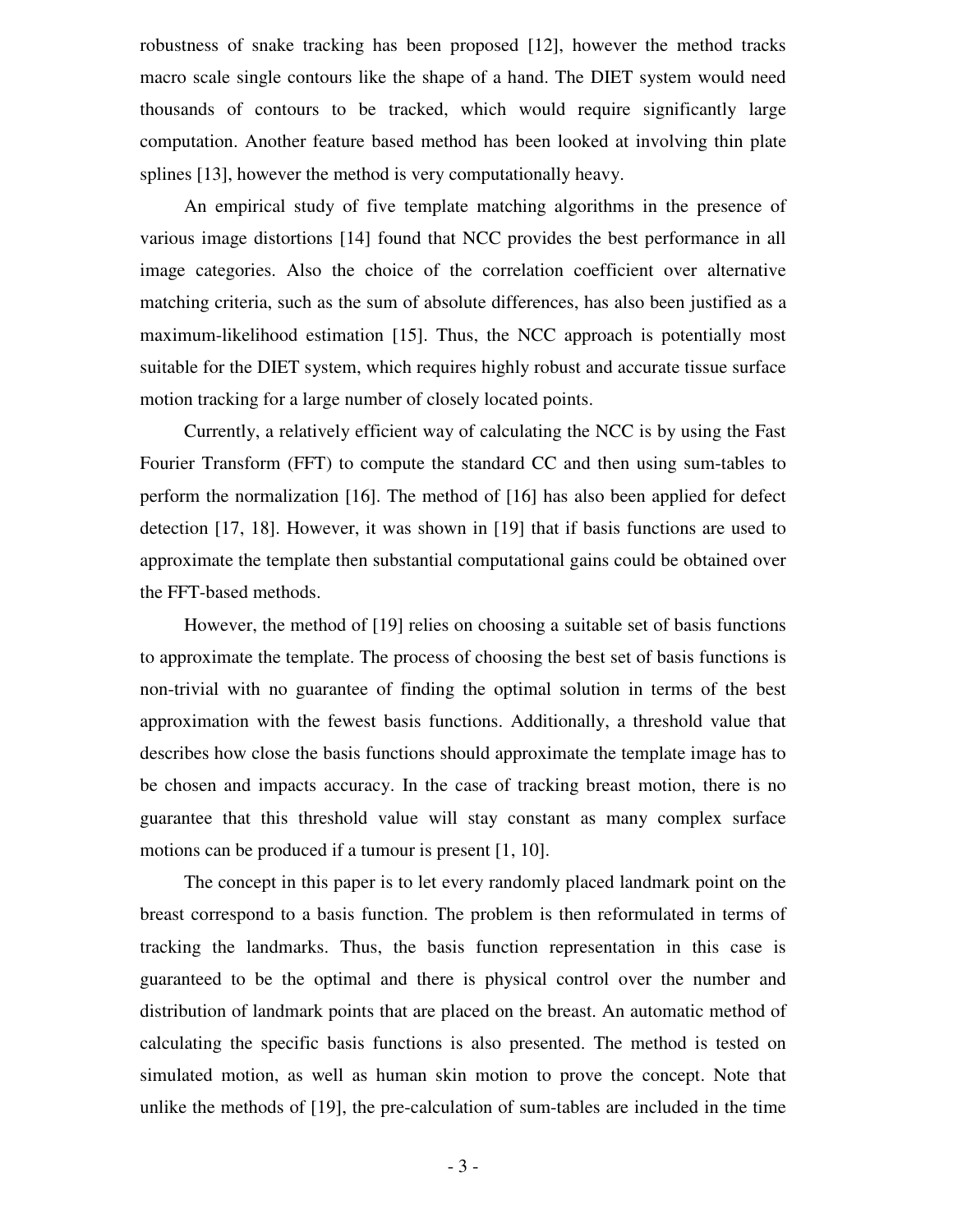robustness of snake tracking has been proposed [12], however the method tracks macro scale single contours like the shape of a hand. The DIET system would need thousands of contours to be tracked, which would require significantly large computation. Another feature based method has been looked at involving thin plate splines [13], however the method is very computationally heavy.

An empirical study of five template matching algorithms in the presence of various image distortions [14] found that NCC provides the best performance in all image categories. Also the choice of the correlation coefficient over alternative matching criteria, such as the sum of absolute differences, has also been justified as a maximum-likelihood estimation [15]. Thus, the NCC approach is potentially most suitable for the DIET system, which requires highly robust and accurate tissue surface motion tracking for a large number of closely located points.

Currently, a relatively efficient way of calculating the NCC is by using the Fast Fourier Transform (FFT) to compute the standard CC and then using sum-tables to perform the normalization [16]. The method of [16] has also been applied for defect detection [17, 18]. However, it was shown in [19] that if basis functions are used to approximate the template then substantial computational gains could be obtained over the FFT-based methods.

However, the method of [19] relies on choosing a suitable set of basis functions to approximate the template. The process of choosing the best set of basis functions is non-trivial with no guarantee of finding the optimal solution in terms of the best approximation with the fewest basis functions. Additionally, a threshold value that describes how close the basis functions should approximate the template image has to be chosen and impacts accuracy. In the case of tracking breast motion, there is no guarantee that this threshold value will stay constant as many complex surface motions can be produced if a tumour is present [1, 10].

The concept in this paper is to let every randomly placed landmark point on the breast correspond to a basis function. The problem is then reformulated in terms of tracking the landmarks. Thus, the basis function representation in this case is guaranteed to be the optimal and there is physical control over the number and distribution of landmark points that are placed on the breast. An automatic method of calculating the specific basis functions is also presented. The method is tested on simulated motion, as well as human skin motion to prove the concept. Note that unlike the methods of [19], the pre-calculation of sum-tables are included in the time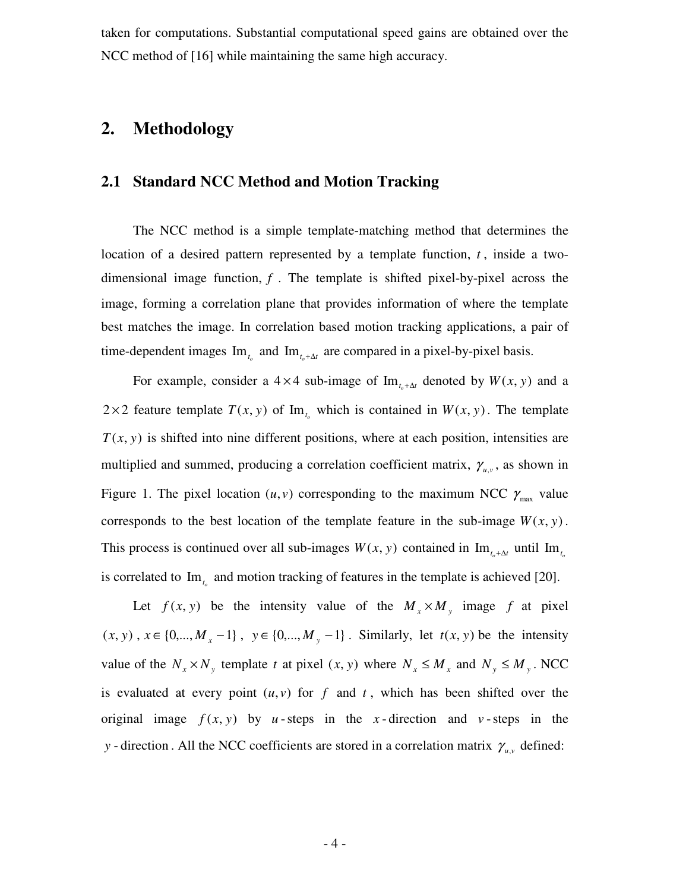taken for computations. Substantial computational speed gains are obtained over the NCC method of [16] while maintaining the same high accuracy.

# 2. Methodology

## 2.1 Standard NCC Method and Motion Tracking

The NCC method is a simple template-matching method that determines the location of a desired pattern represented by a template function, $t$, inside a two-dimensional image function, $f$. The template is shifted pixel-by-pixel across the image, forming a correlation plane that provides information of where the template best matches the image. In correlation based motion tracking applications, a pair of time-dependent images $\text{Im}_{t_o}$ and $\text{Im}_{t_o+\Delta t}$ are compared in a pixel-by-pixel basis.

For example, consider a $4\times 4$ sub-image of $\text{Im}_{t_o+\Delta t}$ denoted by $W(x,y)$ and a $2\times 2$ feature template $T(x,y)$ of $\text{Im}_{t_o}$ which is contained in $W(x,y)$. The template $T(x,y)$ is shifted into nine different positions, where at each position, intensities are multiplied and summed, producing a correlation coefficient matrix, $\gamma_{u,v}$, as shown in Figure 1. The pixel location $(u,v)$ corresponding to the maximum NCC $\gamma_{\max}$ value corresponds to the best location of the template feature in the sub-image $W(x,y)$. This process is continued over all sub-images $W(x,y)$ contained in $\text{Im}_{t_o+\Delta t}$ until $\text{Im}_{t_o}$ is correlated to $\text{Im}_{t_o}$ and motion tracking of features in the template is achieved [20].

Let $f(x,y)$ be the intensity value of the $M_x \times M_y$ image $f$ at pixel $(x,y)$, $x \in \{0,...,M_x - 1\}$, $y \in \{0,...,M_y - 1\}$. Similarly, let $t(x,y)$ be the intensity value of the $N_x \times N_y$ template $t$ at pixel $(x,y)$ where $N_x \le M_x$ and $N_y \le M_y$. NCC is evaluated at every point $(u,v)$ for $f$ and $t$, which has been shifted over the original image $f(x,y)$ by $u$-steps in the $x$-direction and $v$-steps in the $y$-direction. All the NCC coefficients are stored in a correlation matrix $\gamma_{u,v}$ defined: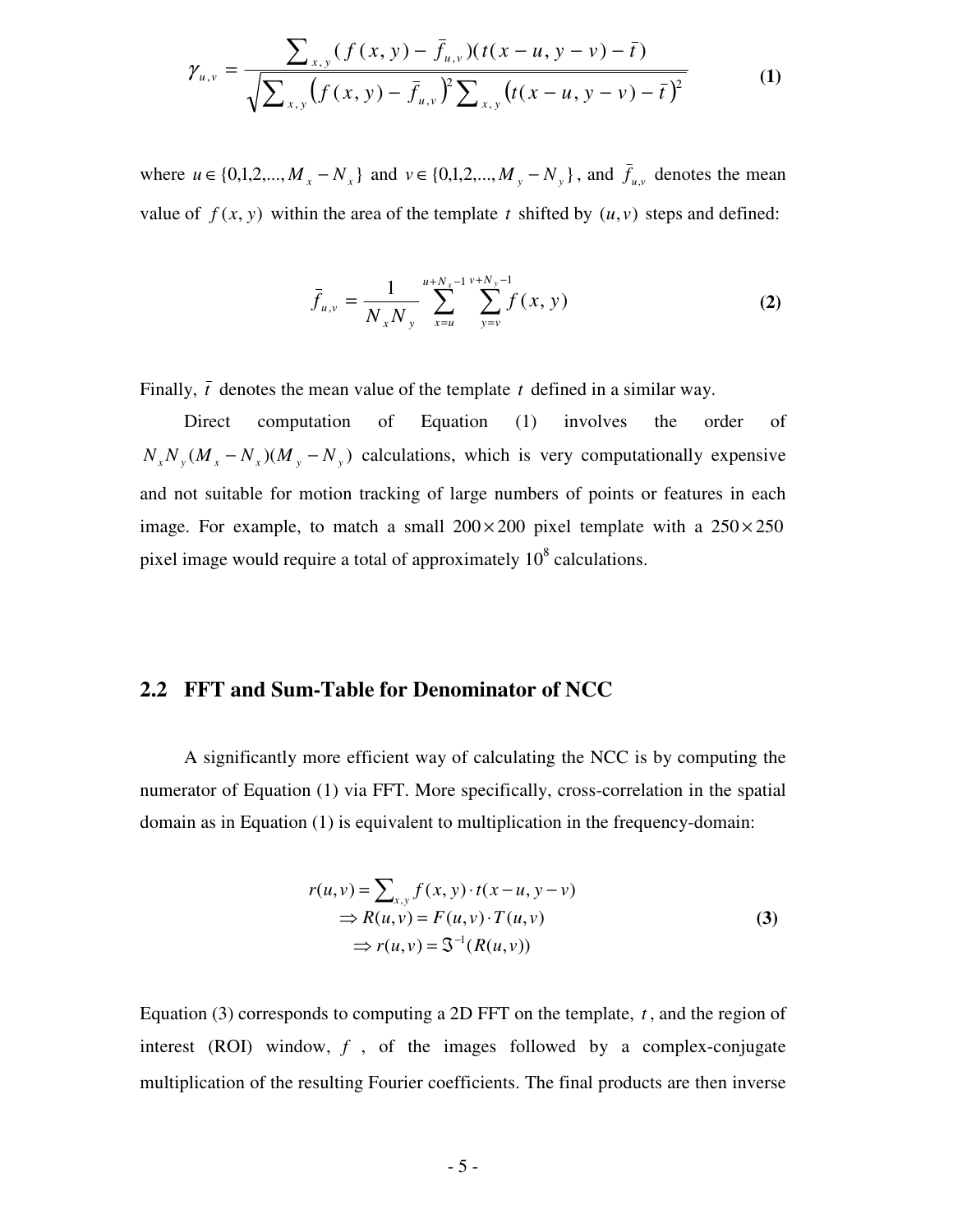$$\gamma_{u,v} = \frac{\sum_{x,y} (f(x,y) - \bar{f}_{u,v})(t(x-u,y-v) - \bar{t})}{\sqrt{\sum_{x,y} \left(f(x,y) - \bar{f}_{u,v}\right)^2 \sum_{x,y} \left(t(x-u,y-v) - \bar{t}\right)^2}} \quad \textbf{(1)}$$

where $u \in \{0,1,2,...,M_x - N_x\}$ and $v \in \{0,1,2,...,M_y - N_y\}$, and $\bar{f}_{u,v}$ denotes the mean value of $f(x,y)$ within the area of the template $t$ shifted by $(u,v)$ steps and defined:

$$\bar{f}_{u,v} = \frac{1}{N_x N_y} \sum_{x=u}^{u+N_x-1} \sum_{y=v}^{v+N_y-1} f(x,y) \quad \textbf{(2)}$$

Finally, $\bar{t}$ denotes the mean value of the template $t$ defined in a similar way.

Direct computation of Equation (1) involves the order of $N_x N_y (M_x - N_x)(M_y - N_y)$ calculations, which is very computationally expensive and not suitable for motion tracking of large numbers of points or features in each image. For example, to match a small $200 \times 200$ pixel template with a $250 \times 250$ pixel image would require a total of approximately $10^8$ calculations.

## 2.2 FFT and Sum-Table for Denominator of NCC

A significantly more efficient way of calculating the NCC is by computing the numerator of Equation (1) via FFT. More specifically, cross-correlation in the spatial domain as in Equation (1) is equivalent to multiplication in the frequency-domain:

$$\begin{aligned} r(u,v) &= \sum_{x,y} f(x,y) \cdot t(x-u, y-v) \\ &\Rightarrow R(u,v) = F(u,v) \cdot T(u,v) \\ &\Rightarrow r(u,v) = \Im^{-1}(R(u,v)) \end{aligned} \quad \textbf{(3)}$$

Equation (3) corresponds to computing a 2D FFT on the template, $t$, and the region of interest (ROI) window, $f$, of the images followed by a complex-conjugate multiplication of the resulting Fourier coefficients. The final products are then inverse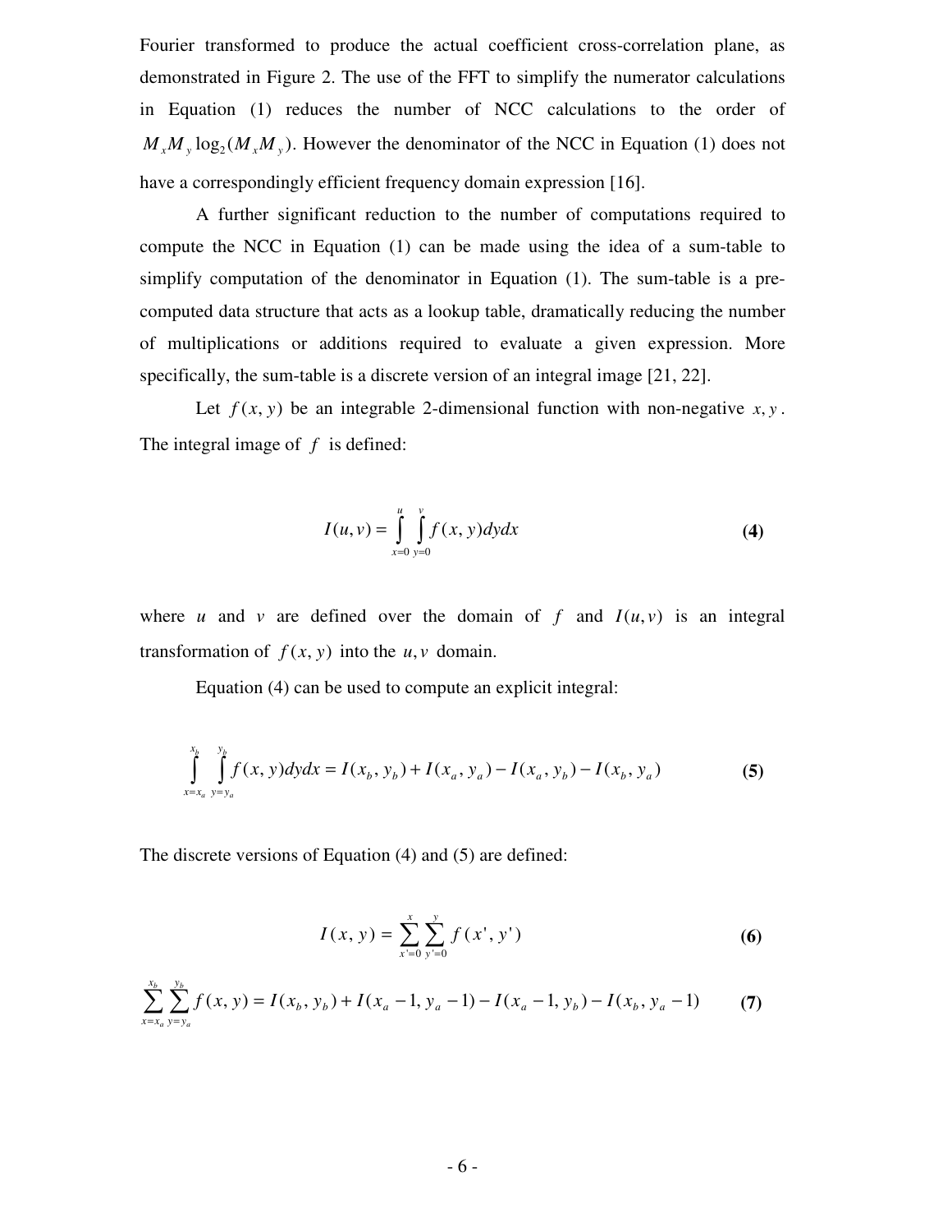Fourier transformed to produce the actual coefficient cross-correlation plane, as demonstrated in Figure 2. The use of the FFT to simplify the numerator calculations in Equation (1) reduces the number of NCC calculations to the order of $M_x M_y \log_2(M_x M_y)$. However the denominator of the NCC in Equation (1) does not have a correspondingly efficient frequency domain expression [16].

A further significant reduction to the number of computations required to compute the NCC in Equation (1) can be made using the idea of a sum-table to simplify computation of the denominator in Equation (1). The sum-table is a pre-computed data structure that acts as a lookup table, dramatically reducing the number of multiplications or additions required to evaluate a given expression. More specifically, the sum-table is a discrete version of an integral image [21, 22].

Let $f(x, y)$ be an integrable 2-dimensional function with non-negative $x, y$. The integral image of $f$ is defined:

$$I(u,v) = \int_{x=0}^{u} \int_{y=0}^{v} f(x, y) dy dx \quad \textbf{(4)}$$

where $u$ and $v$ are defined over the domain of $f$ and $I(u,v)$ is an integral transformation of $f(x, y)$ into the $u, v$ domain.

Equation (4) can be used to compute an explicit integral:

$$\int_{x=x_a}^{x_b} \int_{y=y_a}^{y_b} f(x, y) dy dx = I(x_b, y_b) + I(x_a, y_a) - I(x_a, y_b) - I(x_b, y_a) \quad \textbf{(5)}$$

The discrete versions of Equation (4) and (5) are defined:

$$I(x, y) = \sum_{x'=0}^{x} \sum_{y'=0}^{y} f(x', y') \quad \textbf{(6)}$$

$$\sum_{x=x_a}^{x_b} \sum_{y=y_a}^{y_b} f(x, y) = I(x_b, y_b) + I(x_a - 1, y_a - 1) - I(x_a - 1, y_b) - I(x_b, y_a - 1) \quad \textbf{(7)}$$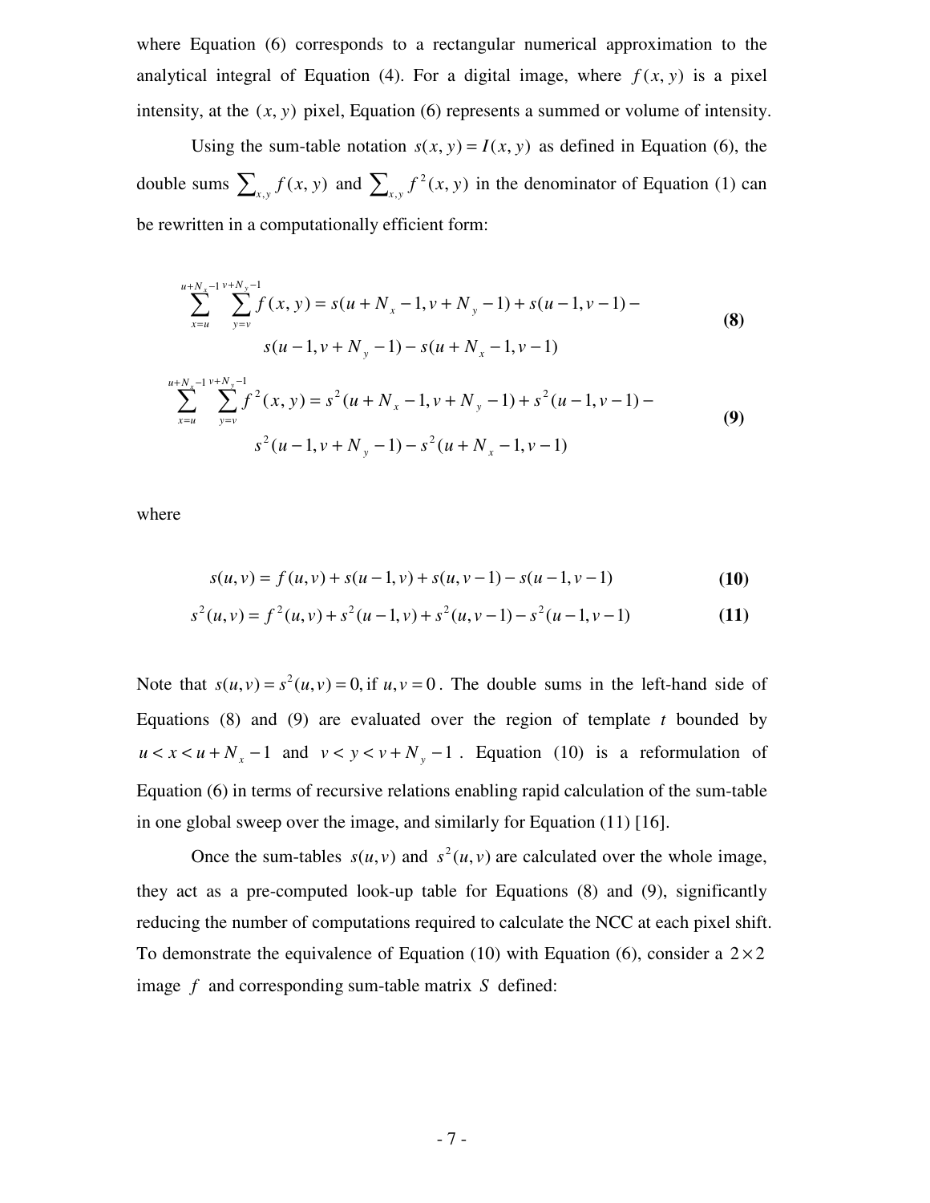where Equation (6) corresponds to a rectangular numerical approximation to the analytical integral of Equation (4). For a digital image, where $f(x, y)$ is a pixel intensity, at the $(x, y)$ pixel, Equation (6) represents a summed or volume of intensity.

Using the sum-table notation $s(x, y) = I(x, y)$ as defined in Equation (6), the double sums $\sum_{x,y} f(x, y)$ and $\sum_{x,y} f^2(x, y)$ in the denominator of Equation (1) can be rewritten in a computationally efficient form:

$$
\begin{aligned}
\sum_{x=u}^{u+N_x-1} \sum_{y=v}^{v+N_y-1} f(x, y) = s(u + N_x - 1, v + N_y - 1) + s(u - 1, v - 1) - \\
s(u - 1, v + N_y - 1) - s(u + N_x - 1, v - 1)
\end{aligned}
\tag{8}
$$

$$
\begin{aligned}
\sum_{x=u}^{u+N_x-1} \sum_{y=v}^{v+N_y-1} f^2(x, y) = s^2(u + N_x - 1, v + N_y - 1) + s^2(u - 1, v - 1) - \\
s^2(u - 1, v + N_y - 1) - s^2(u + N_x - 1, v - 1)
\end{aligned}
\tag{9}
$$

where

$$
s(u, v) = f(u, v) + s(u - 1, v) + s(u, v - 1) - s(u - 1, v - 1) \tag{10}
$$

$$
s^2(u, v) = f^2(u, v) + s^2(u - 1, v) + s^2(u, v - 1) - s^2(u - 1, v - 1) \tag{11}
$$

Note that $s(u, v) = s^2(u, v) = 0, \text{if } u, v = 0$. The double sums in the left-hand side of Equations (8) and (9) are evaluated over the region of template $t$ bounded by $u < x < u + N_x - 1$ and $v < y < v + N_y - 1$. Equation (10) is a reformulation of Equation (6) in terms of recursive relations enabling rapid calculation of the sum-table in one global sweep over the image, and similarly for Equation (11) [16].

Once the sum-tables $s(u, v)$ and $s^2(u, v)$ are calculated over the whole image, they act as a pre-computed look-up table for Equations (8) and (9), significantly reducing the number of computations required to calculate the NCC at each pixel shift. To demonstrate the equivalence of Equation (10) with Equation (6), consider a $2 \times 2$ image $f$ and corresponding sum-table matrix $S$ defined: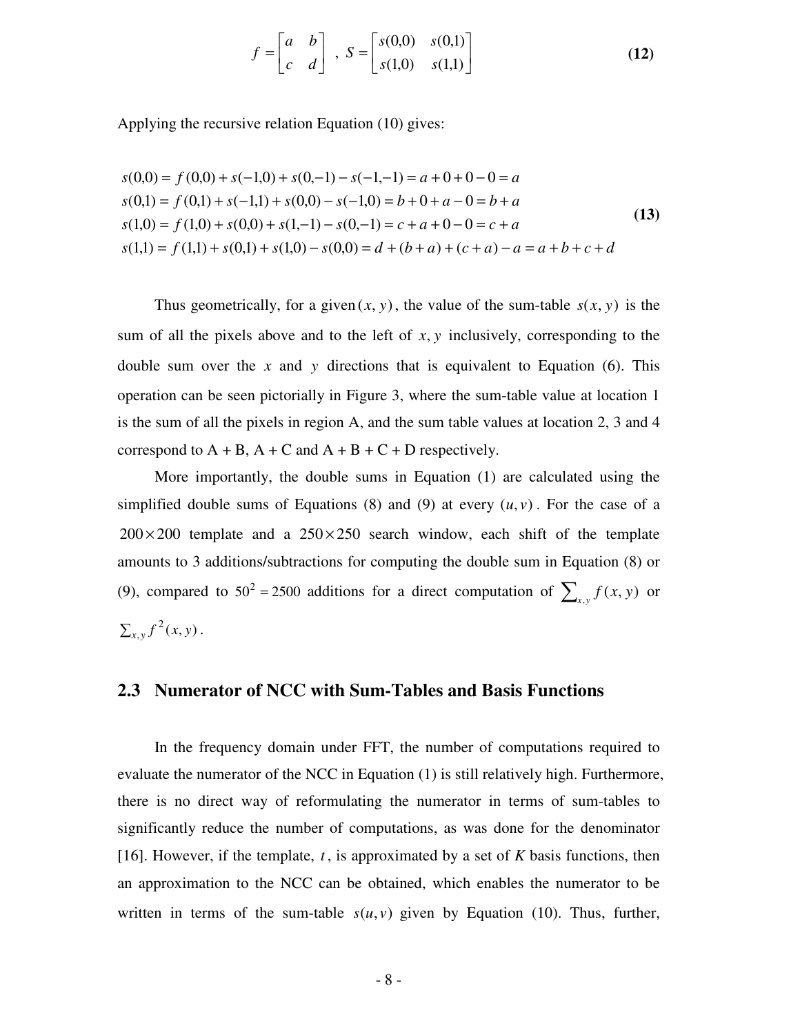$$f = \begin{bmatrix} a & b \\ c & d \end{bmatrix} \;,\; S = \begin{bmatrix} s(0,0) & s(0,1) \\ s(1,0) & s(1,1) \end{bmatrix} \tag{12}$$

Applying the recursive relation Equation (10) gives:

$$\begin{aligned}
s(0,0) &= f(0,0) + s(-1,0) + s(0,-1) - s(-1,-1) = a + 0 + 0 - 0 = a \\
s(0,1) &= f(0,1) + s(-1,1) + s(0,0) - s(-1,0) = b + 0 + a - 0 = b + a \\
s(1,0) &= f(1,0) + s(0,0) + s(1,-1) - s(0,-1) = c + a + 0 - 0 = c + a \\
s(1,1) &= f(1,1) + s(0,1) + s(1,0) - s(0,0) = d + (b + a) + (c + a) - a = a + b + c + d
\end{aligned} \tag{13}$$

Thus geometrically, for a given $(x, y)$, the value of the sum-table $s(x, y)$ is the sum of all the pixels above and to the left of $x, y$ inclusively, corresponding to the double sum over the $x$ and $y$ directions that is equivalent to Equation (6). This operation can be seen pictorially in Figure 3, where the sum-table value at location 1 is the sum of all the pixels in region A, and the sum table values at location 2, 3 and 4 correspond to A + B, A + C and A + B + C + D respectively.

More importantly, the double sums in Equation (1) are calculated using the simplified double sums of Equations (8) and (9) at every $(u, v)$. For the case of a $200 \times 200$ template and a $250 \times 250$ search window, each shift of the template amounts to 3 additions/subtractions for computing the double sum in Equation (8) or (9), compared to $50^2 = 2500$ additions for a direct computation of $\sum_{x,y} f(x, y)$ or $\sum_{x,y} f^2(x, y)$.

## 2.3 Numerator of NCC with Sum-Tables and Basis Functions

In the frequency domain under FFT, the number of computations required to evaluate the numerator of the NCC in Equation (1) is still relatively high. Furthermore, there is no direct way of reformulating the numerator in terms of sum-tables to significantly reduce the number of computations, as was done for the denominator [16]. However, if the template, $t$, is approximated by a set of $K$ basis functions, then an approximation to the NCC can be obtained, which enables the numerator to be written in terms of the sum-table $s(u, v)$ given by Equation (10). Thus, further,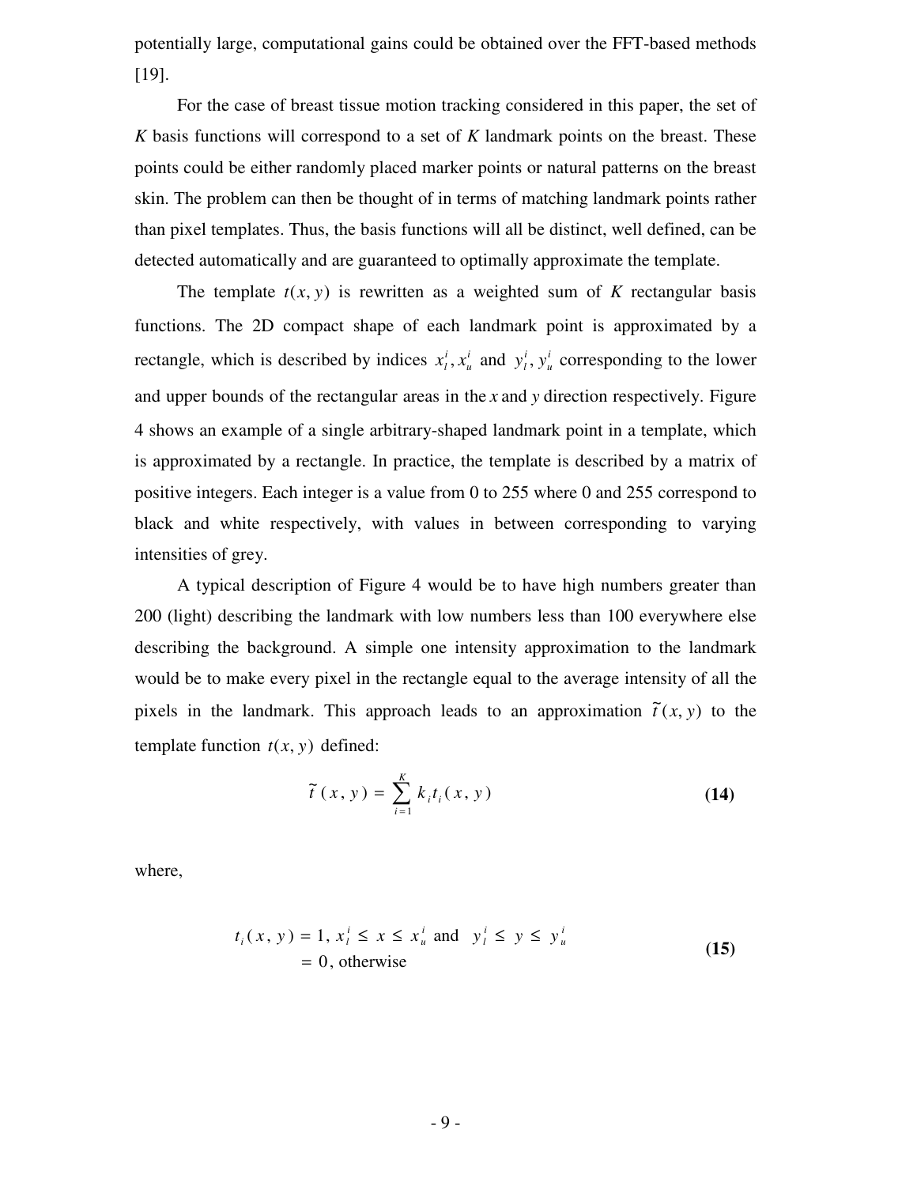potentially large, computational gains could be obtained over the FFT-based methods [19].

For the case of breast tissue motion tracking considered in this paper, the set of *K* basis functions will correspond to a set of *K* landmark points on the breast. These points could be either randomly placed marker points or natural patterns on the breast skin. The problem can then be thought of in terms of matching landmark points rather than pixel templates. Thus, the basis functions will all be distinct, well defined, can be detected automatically and are guaranteed to optimally approximate the template.

The template $t(x, y)$ is rewritten as a weighted sum of *K* rectangular basis functions. The 2D compact shape of each landmark point is approximated by a rectangle, which is described by indices $x_l^i, x_u^i$ and $y_l^i, y_u^i$ corresponding to the lower and upper bounds of the rectangular areas in the *x* and *y* direction respectively. Figure 4 shows an example of a single arbitrary-shaped landmark point in a template, which is approximated by a rectangle. In practice, the template is described by a matrix of positive integers. Each integer is a value from 0 to 255 where 0 and 255 correspond to black and white respectively, with values in between corresponding to varying intensities of grey.

A typical description of Figure 4 would be to have high numbers greater than 200 (light) describing the landmark with low numbers less than 100 everywhere else describing the background. A simple one intensity approximation to the landmark would be to make every pixel in the rectangle equal to the average intensity of all the pixels in the landmark. This approach leads to an approximation $\tilde{t}(x, y)$ to the template function $t(x, y)$ defined:

$$\tilde{t}(x, y) = \sum_{i=1}^{K} k_i t_i(x, y) \tag{14}$$

where,

$$\begin{aligned} t_i(x, y) &= 1, \; x_l^i \leq x \leq x_u^i \text{ and } \; y_l^i \leq y \leq y_u^i \\ &= 0, \text{ otherwise} \end{aligned} \tag{15}$$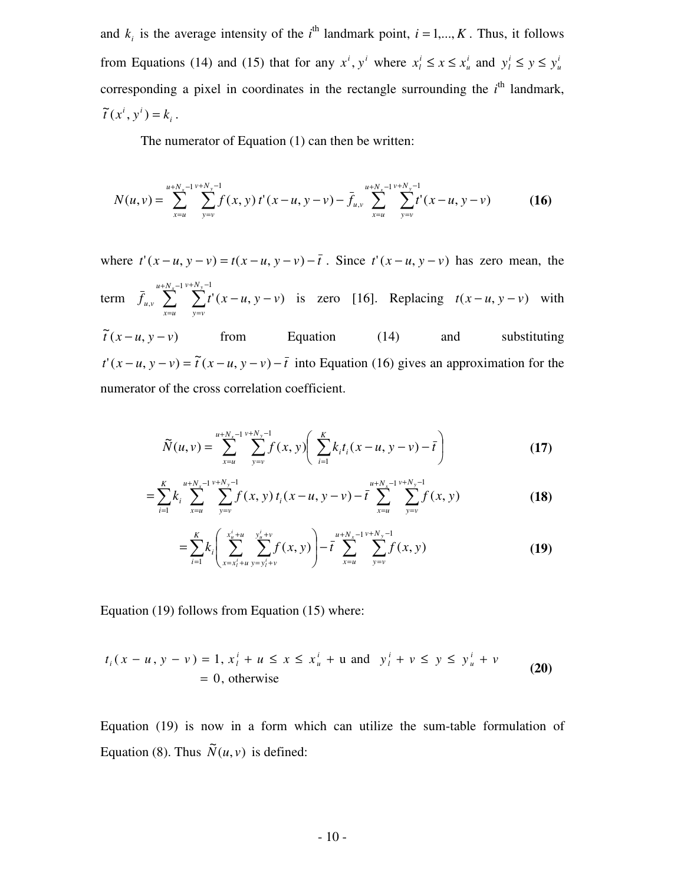and $k_i$ is the average intensity of the $i^{\text{th}}$ landmark point, $i = 1,..., K$. Thus, it follows from Equations (14) and (15) that for any $x^i, y^i$ where $x_l^i \le x \le x_u^i$ and $y_l^i \le y \le y_u^i$ corresponding a pixel in coordinates in the rectangle surrounding the $i^{\text{th}}$ landmark, $\tilde{t}(x^i, y^i) = k_i$.

The numerator of Equation (1) can then be written:

$$N(u,v) = \sum_{x=u}^{u+N_x-1} \sum_{y=v}^{v+N_y-1} f(x,y)\, t'(x-u, y-v) - \bar{f}_{u,v} \sum_{x=u}^{u+N_x-1} \sum_{y=v}^{v+N_y-1} t'(x-u, y-v) \qquad \textbf{(16)}$$

where $t'(x-u, y-v) = t(x-u, y-v) - \bar{t}$. Since $t'(x-u, y-v)$ has zero mean, the term $\bar{f}_{u,v} \sum_{x=u}^{u+N_x-1} \sum_{y=v}^{v+N_y-1} t'(x-u, y-v)$ is zero [16]. Replacing $t(x-u, y-v)$ with $\tilde{t}(x-u, y-v)$ from Equation (14) and substituting $t'(x-u, y-v) = \tilde{t}(x-u, y-v) - \bar{t}$ into Equation (16) gives an approximation for the numerator of the cross correlation coefficient.

$$\tilde{N}(u,v) = \sum_{x=u}^{u+N_x-1} \sum_{y=v}^{v+N_y-1} f(x,y) \left( \sum_{i=1}^{K} k_i t_i (x-u, y-v) - \bar{t} \right) \qquad \textbf{(17)}$$

$$= \sum_{i=1}^{K} k_i \sum_{x=u}^{u+N_x-1} \sum_{y=v}^{v+N_y-1} f(x,y)\, t_i(x-u, y-v) - \bar{t} \sum_{x=u}^{u+N_x-1} \sum_{y=v}^{v+N_y-1} f(x,y) \qquad \textbf{(18)}$$

$$= \sum_{i=1}^{K} k_i \left( \sum_{x=x_l^i+u}^{x_u^i+u} \sum_{y=y_l^i+v}^{y_u^i+v} f(x,y) \right) - \bar{t} \sum_{x=u}^{u+N_x-1} \sum_{y=v}^{v+N_y-1} f(x,y) \qquad \textbf{(19)}$$

Equation (19) follows from Equation (15) where:

$$t_i(x-u, y-v) = 1, \; x_l^i + u \le x \le x_u^i + u \text{ and } \; y_l^i + v \le y \le y_u^i + v$$
$$= 0, \text{ otherwise} \qquad \textbf{(20)}$$

Equation (19) is now in a form which can utilize the sum-table formulation of Equation (8). Thus $\tilde{N}(u,v)$ is defined: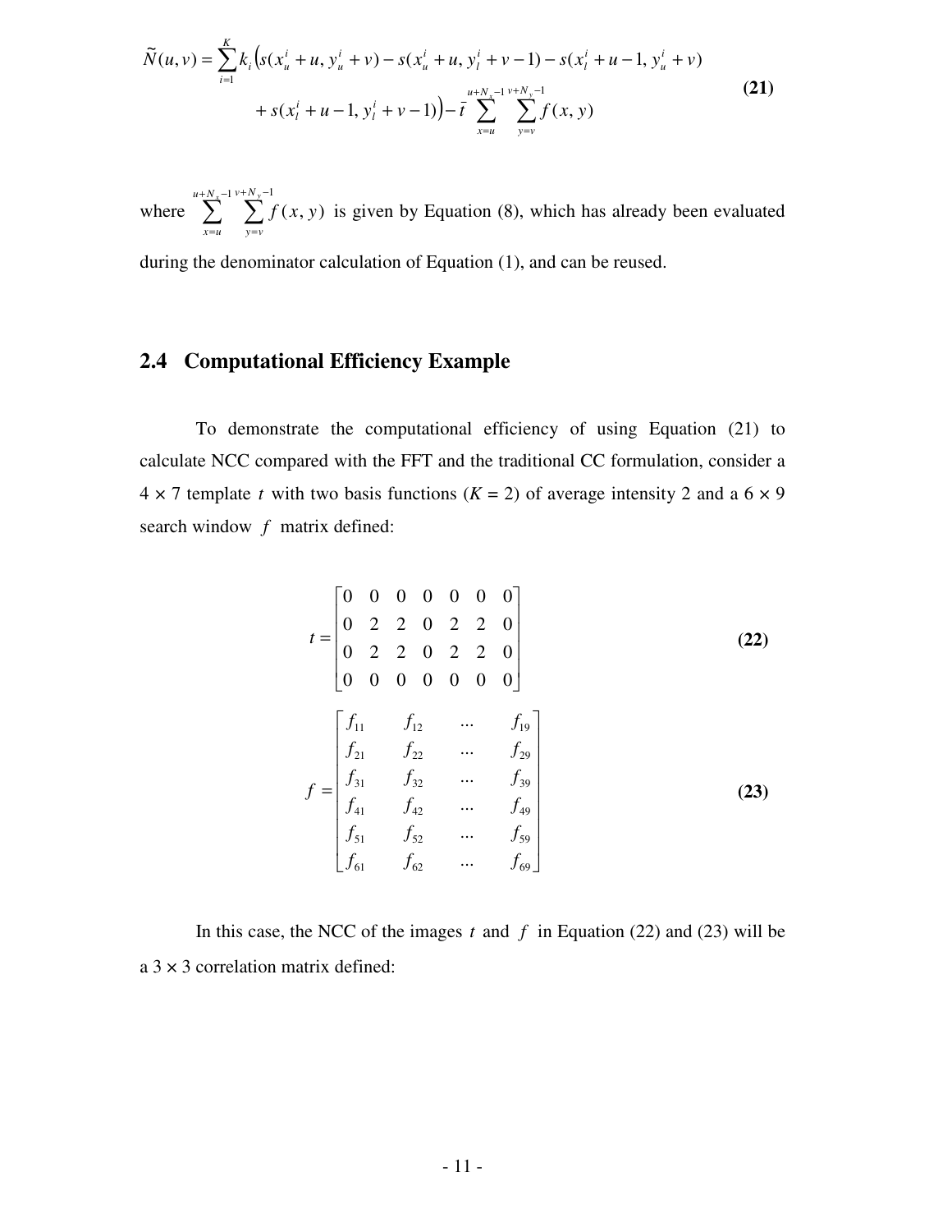$$\tilde{N}(u,v) = \sum_{i=1}^{K} k_i \Big( s(x_u^i + u, y_u^i + v) - s(x_u^i + u, y_l^i + v - 1) - s(x_l^i + u - 1, y_u^i + v) + s(x_l^i + u - 1, y_l^i + v - 1) \Big) - \bar{t} \sum_{x=u}^{u+N_x-1} \sum_{y=v}^{v+N_y-1} f(x,y) \tag{21}$$

where $\sum_{x=u}^{u+N_x-1} \sum_{y=v}^{v+N_y-1} f(x,y)$ is given by Equation (8), which has already been evaluated during the denominator calculation of Equation (1), and can be reused.

## 2.4 Computational Efficiency Example

To demonstrate the computational efficiency of using Equation (21) to calculate NCC compared with the FFT and the traditional CC formulation, consider a $4 \times 7$ template $t$ with two basis functions ($K = 2$) of average intensity 2 and a $6 \times 9$ search window $f$ matrix defined:

$$t = \begin{bmatrix} 0 & 0 & 0 & 0 & 0 & 0 & 0 \\ 0 & 2 & 2 & 0 & 2 & 2 & 0 \\ 0 & 2 & 2 & 0 & 2 & 2 & 0 \\ 0 & 0 & 0 & 0 & 0 & 0 & 0 \end{bmatrix} \tag{22}$$

$$f = \begin{bmatrix} f_{11} & f_{12} & \cdots & f_{19} \\ f_{21} & f_{22} & \cdots & f_{29} \\ f_{31} & f_{32} & \cdots & f_{39} \\ f_{41} & f_{42} & \cdots & f_{49} \\ f_{51} & f_{52} & \cdots & f_{59} \\ f_{61} & f_{62} & \cdots & f_{69} \end{bmatrix} \tag{23}$$

In this case, the NCC of the images $t$ and $f$ in Equation (22) and (23) will be a $3 \times 3$ correlation matrix defined: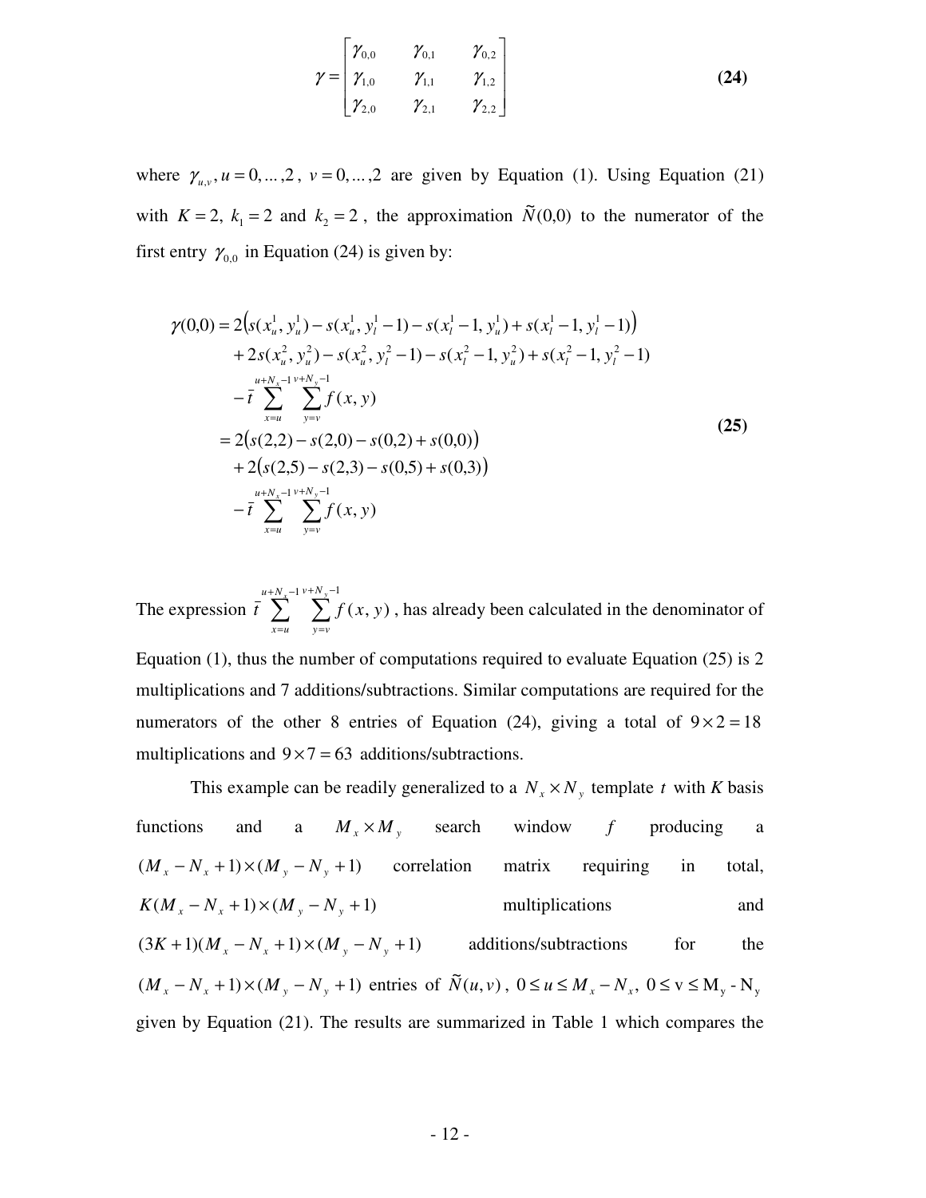$$\gamma = \begin{bmatrix} \gamma_{0,0} & \gamma_{0,1} & \gamma_{0,2} \\ \gamma_{1,0} & \gamma_{1,1} & \gamma_{1,2} \\ \gamma_{2,0} & \gamma_{2,1} & \gamma_{2,2} \end{bmatrix} \tag{24}$$

where $\gamma_{u,v}, u = 0,\ldots,2$, $v = 0,\ldots,2$ are given by Equation (1). Using Equation (21) with $K = 2$, $k_1 = 2$ and $k_2 = 2$, the approximation $\tilde{N}(0,0)$ to the numerator of the first entry $\gamma_{0,0}$ in Equation (24) is given by:

$$\begin{aligned}
\gamma(0,0) &= 2\left(s(x_u^1, y_u^1) - s(x_u^1, y_l^1 - 1) - s(x_l^1 - 1, y_u^1) + s(x_l^1 - 1, y_l^1 - 1)\right) \\
&\quad + 2s(x_u^2, y_u^2) - s(x_u^2, y_l^2 - 1) - s(x_l^2 - 1, y_u^2) + s(x_l^2 - 1, y_l^2 - 1) \\
&\quad - \bar{t} \sum_{x=u}^{u+N_x-1} \sum_{y=v}^{v+N_y-1} f(x,y) \\
&= 2\left(s(2,2) - s(2,0) - s(0,2) + s(0,0)\right) \\
&\quad + 2\left(s(2,5) - s(2,3) - s(0,5) + s(0,3)\right) \\
&\quad - \bar{t} \sum_{x=u}^{u+N_x-1} \sum_{y=v}^{v+N_y-1} f(x,y)
\end{aligned} \tag{25}$$

The expression $\bar{t} \sum_{x=u}^{u+N_x-1} \sum_{y=v}^{v+N_y-1} f(x,y)$, has already been calculated in the denominator of Equation (1), thus the number of computations required to evaluate Equation (25) is 2 multiplications and 7 additions/subtractions. Similar computations are required for the numerators of the other 8 entries of Equation (24), giving a total of $9 \times 2 = 18$ multiplications and $9 \times 7 = 63$ additions/subtractions.

This example can be readily generalized to a $N_x \times N_y$ template $t$ with $K$ basis functions and a $M_x \times M_y$ search window $f$ producing a $(M_x - N_x + 1) \times (M_y - N_y + 1)$ correlation matrix requiring in total, $K(M_x - N_x + 1) \times (M_y - N_y + 1)$ multiplications and $(3K + 1)(M_x - N_x + 1) \times (M_y - N_y + 1)$ additions/subtractions for the $(M_x - N_x + 1) \times (M_y - N_y + 1)$ entries of $\tilde{N}(u,v)$, $0 \le u \le M_x - N_x$, $0 \le v \le M_y - N_y$ given by Equation (21). The results are summarized in Table 1 which compares the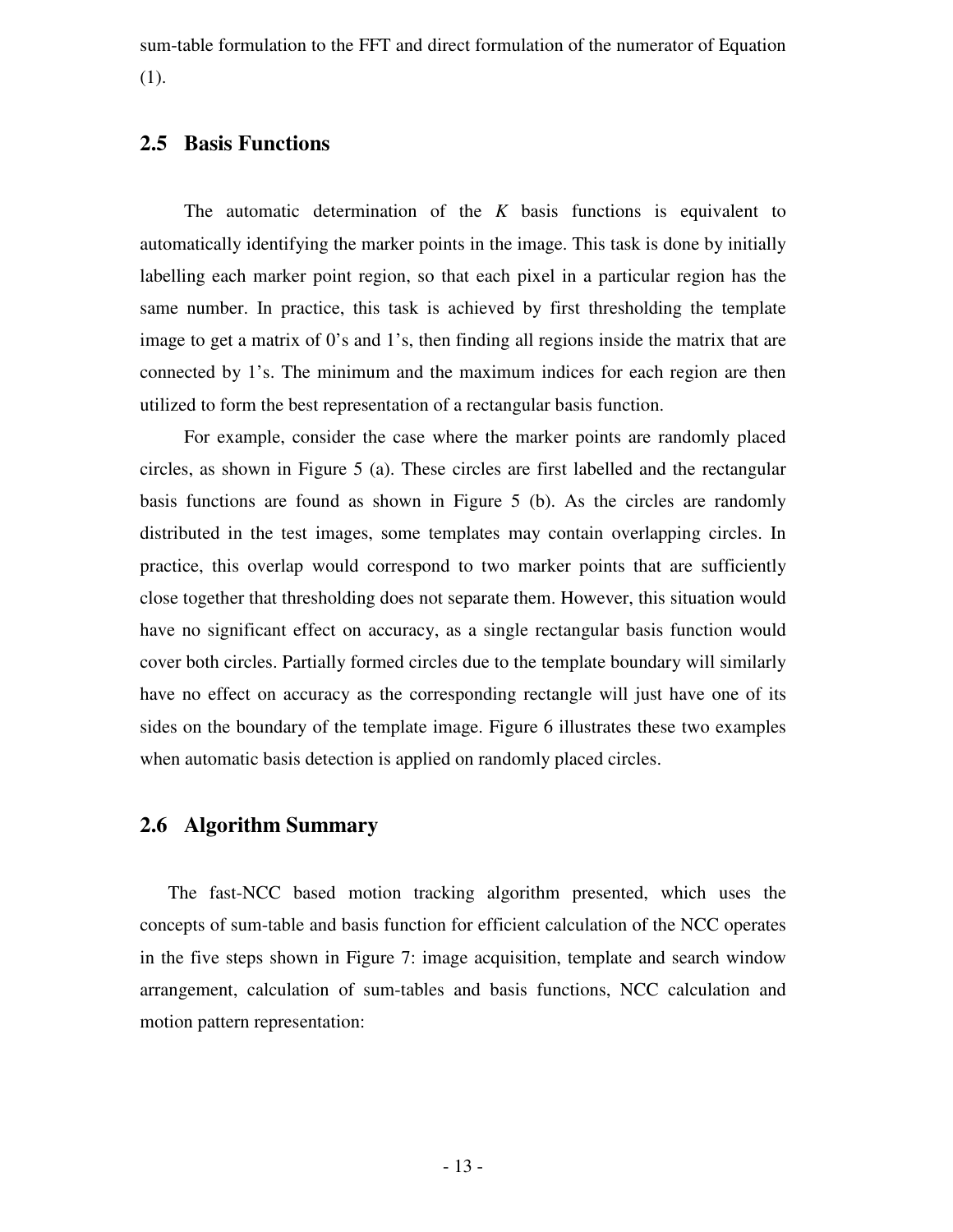sum-table formulation to the FFT and direct formulation of the numerator of Equation (1).

## 2.5 Basis Functions

The automatic determination of the *K* basis functions is equivalent to automatically identifying the marker points in the image. This task is done by initially labelling each marker point region, so that each pixel in a particular region has the same number. In practice, this task is achieved by first thresholding the template image to get a matrix of 0's and 1's, then finding all regions inside the matrix that are connected by 1's. The minimum and the maximum indices for each region are then utilized to form the best representation of a rectangular basis function.

For example, consider the case where the marker points are randomly placed circles, as shown in Figure 5 (a). These circles are first labelled and the rectangular basis functions are found as shown in Figure 5 (b). As the circles are randomly distributed in the test images, some templates may contain overlapping circles. In practice, this overlap would correspond to two marker points that are sufficiently close together that thresholding does not separate them. However, this situation would have no significant effect on accuracy, as a single rectangular basis function would cover both circles. Partially formed circles due to the template boundary will similarly have no effect on accuracy as the corresponding rectangle will just have one of its sides on the boundary of the template image. Figure 6 illustrates these two examples when automatic basis detection is applied on randomly placed circles.

## 2.6 Algorithm Summary

The fast-NCC based motion tracking algorithm presented, which uses the concepts of sum-table and basis function for efficient calculation of the NCC operates in the five steps shown in Figure 7: image acquisition, template and search window arrangement, calculation of sum-tables and basis functions, NCC calculation and motion pattern representation: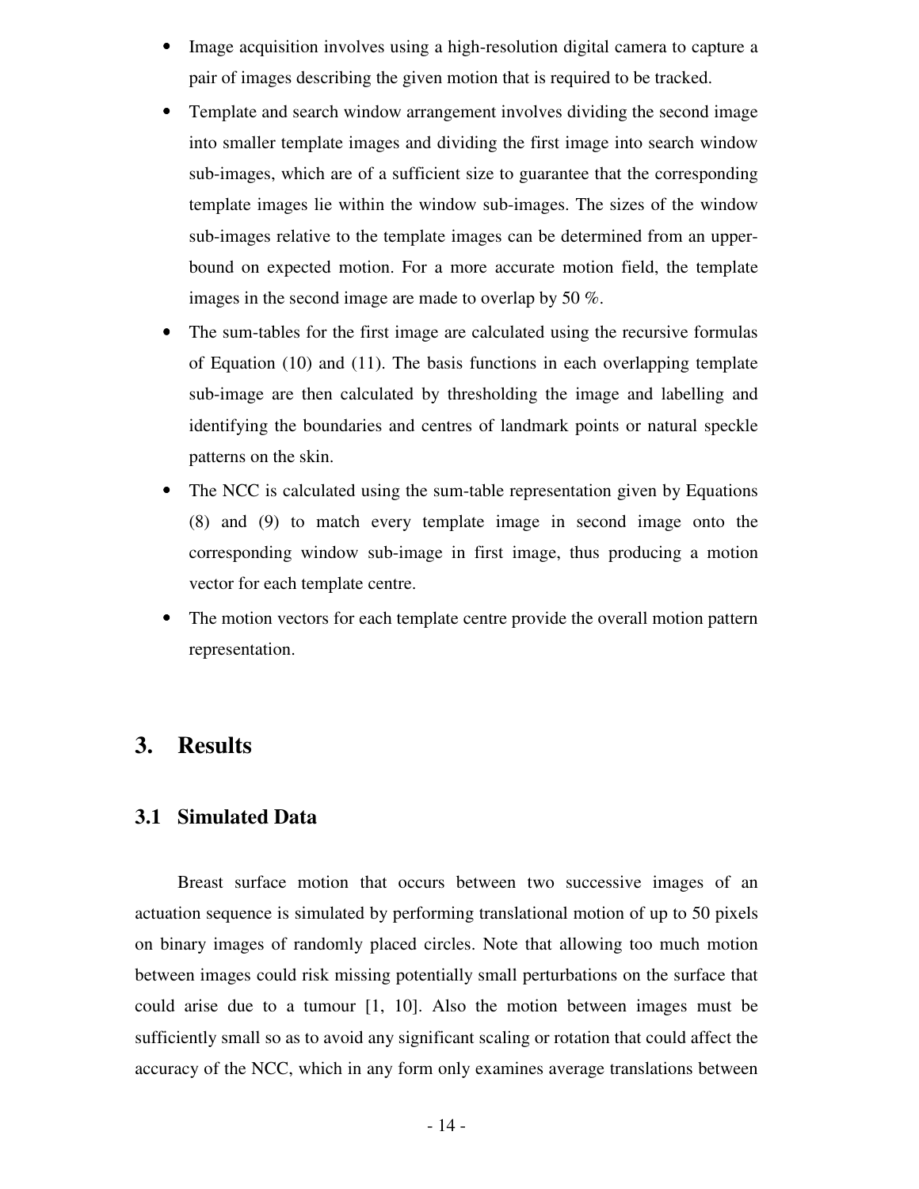- Image acquisition involves using a high-resolution digital camera to capture a pair of images describing the given motion that is required to be tracked.
- Template and search window arrangement involves dividing the second image into smaller template images and dividing the first image into search window sub-images, which are of a sufficient size to guarantee that the corresponding template images lie within the window sub-images. The sizes of the window sub-images relative to the template images can be determined from an upper-bound on expected motion. For a more accurate motion field, the template images in the second image are made to overlap by 50 %.
- The sum-tables for the first image are calculated using the recursive formulas of Equation (10) and (11). The basis functions in each overlapping template sub-image are then calculated by thresholding the image and labelling and identifying the boundaries and centres of landmark points or natural speckle patterns on the skin.
- The NCC is calculated using the sum-table representation given by Equations (8) and (9) to match every template image in second image onto the corresponding window sub-image in first image, thus producing a motion vector for each template centre.
- The motion vectors for each template centre provide the overall motion pattern representation.

# 3. Results

## 3.1 Simulated Data

Breast surface motion that occurs between two successive images of an actuation sequence is simulated by performing translational motion of up to 50 pixels on binary images of randomly placed circles. Note that allowing too much motion between images could risk missing potentially small perturbations on the surface that could arise due to a tumour [1, 10]. Also the motion between images must be sufficiently small so as to avoid any significant scaling or rotation that could affect the accuracy of the NCC, which in any form only examines average translations between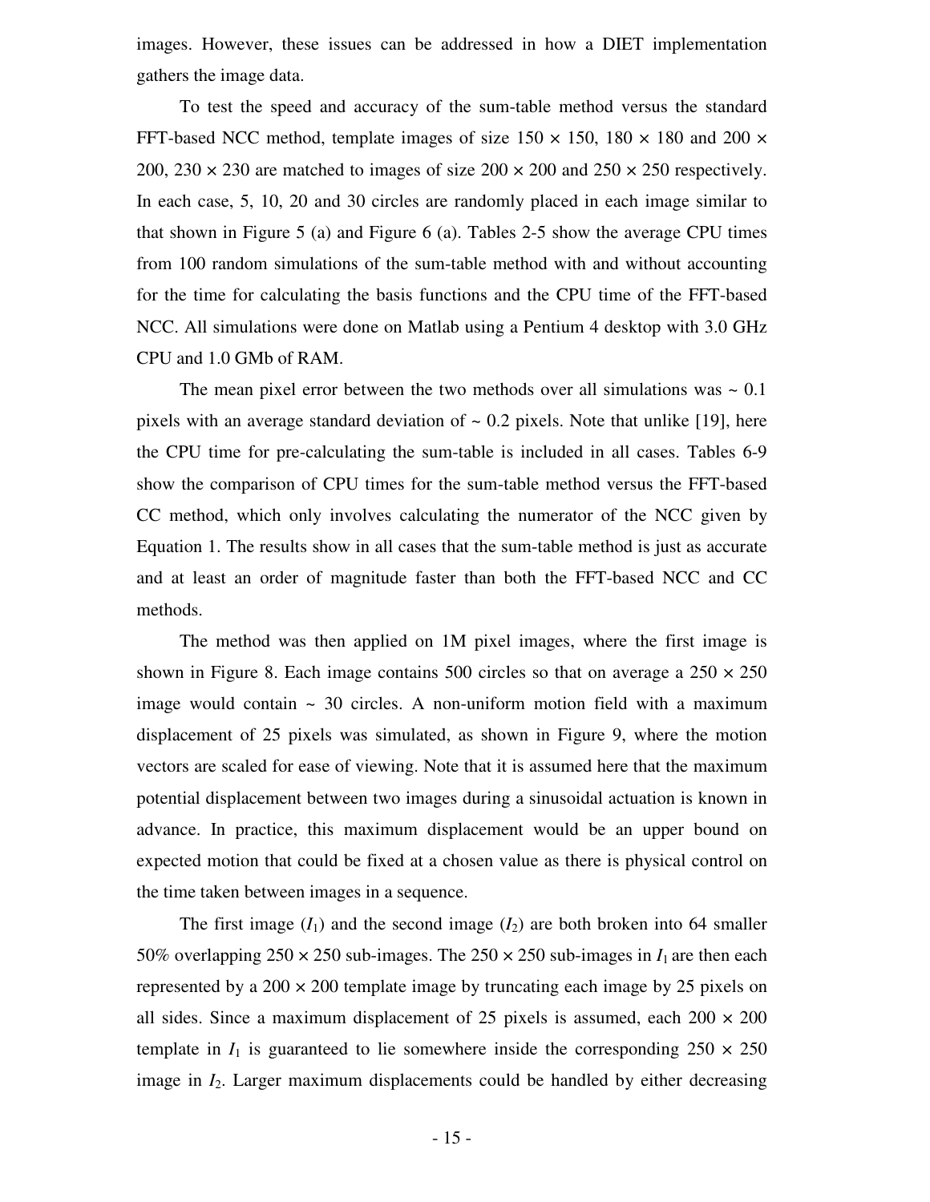images. However, these issues can be addressed in how a DIET implementation gathers the image data.

To test the speed and accuracy of the sum-table method versus the standard FFT-based NCC method, template images of size 150 × 150, 180 × 180 and 200 × 200, 230 × 230 are matched to images of size 200 × 200 and 250 × 250 respectively. In each case, 5, 10, 20 and 30 circles are randomly placed in each image similar to that shown in Figure 5 (a) and Figure 6 (a). Tables 2-5 show the average CPU times from 100 random simulations of the sum-table method with and without accounting for the time for calculating the basis functions and the CPU time of the FFT-based NCC. All simulations were done on Matlab using a Pentium 4 desktop with 3.0 GHz CPU and 1.0 GMb of RAM.

The mean pixel error between the two methods over all simulations was ~ 0.1 pixels with an average standard deviation of ~ 0.2 pixels. Note that unlike [19], here the CPU time for pre-calculating the sum-table is included in all cases. Tables 6-9 show the comparison of CPU times for the sum-table method versus the FFT-based CC method, which only involves calculating the numerator of the NCC given by Equation 1. The results show in all cases that the sum-table method is just as accurate and at least an order of magnitude faster than both the FFT-based NCC and CC methods.

The method was then applied on 1M pixel images, where the first image is shown in Figure 8. Each image contains 500 circles so that on average a 250 × 250 image would contain ~ 30 circles. A non-uniform motion field with a maximum displacement of 25 pixels was simulated, as shown in Figure 9, where the motion vectors are scaled for ease of viewing. Note that it is assumed here that the maximum potential displacement between two images during a sinusoidal actuation is known in advance. In practice, this maximum displacement would be an upper bound on expected motion that could be fixed at a chosen value as there is physical control on the time taken between images in a sequence.

The first image ($I_1$) and the second image ($I_2$) are both broken into 64 smaller 50% overlapping 250 × 250 sub-images. The 250 × 250 sub-images in $I_1$ are then each represented by a 200 × 200 template image by truncating each image by 25 pixels on all sides. Since a maximum displacement of 25 pixels is assumed, each 200 × 200 template in $I_1$ is guaranteed to lie somewhere inside the corresponding 250 × 250 image in $I_2$. Larger maximum displacements could be handled by either decreasing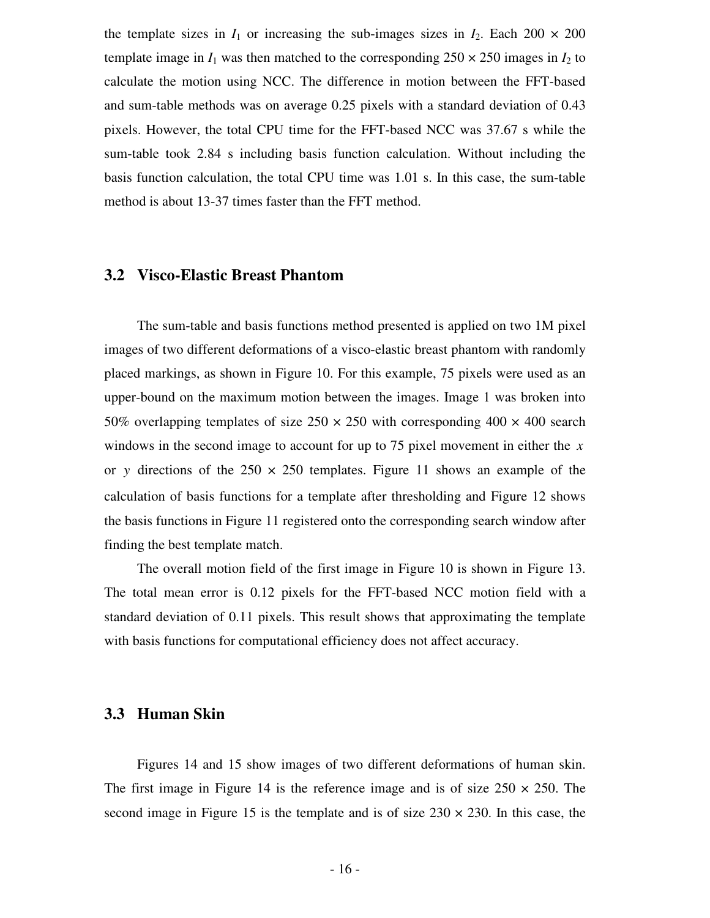the template sizes in $I_1$ or increasing the sub-images sizes in $I_2$. Each $200 \times 200$ template image in $I_1$ was then matched to the corresponding $250 \times 250$ images in $I_2$ to calculate the motion using NCC. The difference in motion between the FFT-based and sum-table methods was on average 0.25 pixels with a standard deviation of 0.43 pixels. However, the total CPU time for the FFT-based NCC was 37.67 s while the sum-table took 2.84 s including basis function calculation. Without including the basis function calculation, the total CPU time was 1.01 s. In this case, the sum-table method is about 13-37 times faster than the FFT method.

## 3.2 Visco-Elastic Breast Phantom

The sum-table and basis functions method presented is applied on two 1M pixel images of two different deformations of a visco-elastic breast phantom with randomly placed markings, as shown in Figure 10. For this example, 75 pixels were used as an upper-bound on the maximum motion between the images. Image 1 was broken into 50% overlapping templates of size $250 \times 250$ with corresponding $400 \times 400$ search windows in the second image to account for up to 75 pixel movement in either the $x$ or $y$ directions of the $250 \times 250$ templates. Figure 11 shows an example of the calculation of basis functions for a template after thresholding and Figure 12 shows the basis functions in Figure 11 registered onto the corresponding search window after finding the best template match.

The overall motion field of the first image in Figure 10 is shown in Figure 13. The total mean error is 0.12 pixels for the FFT-based NCC motion field with a standard deviation of 0.11 pixels. This result shows that approximating the template with basis functions for computational efficiency does not affect accuracy.

## 3.3 Human Skin

Figures 14 and 15 show images of two different deformations of human skin. The first image in Figure 14 is the reference image and is of size $250 \times 250$. The second image in Figure 15 is the template and is of size $230 \times 230$. In this case, the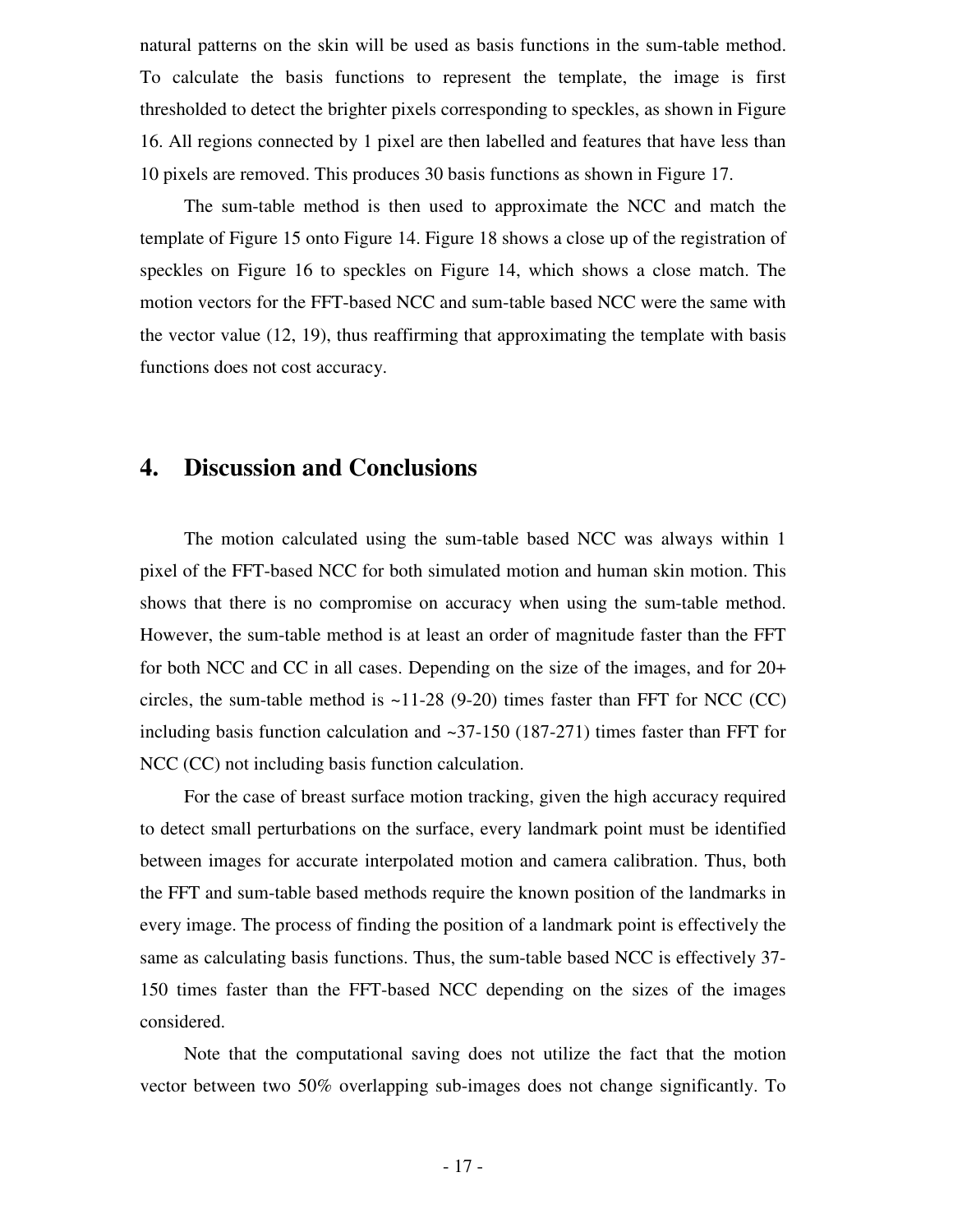natural patterns on the skin will be used as basis functions in the sum-table method. To calculate the basis functions to represent the template, the image is first thresholded to detect the brighter pixels corresponding to speckles, as shown in Figure 16. All regions connected by 1 pixel are then labelled and features that have less than 10 pixels are removed. This produces 30 basis functions as shown in Figure 17.

The sum-table method is then used to approximate the NCC and match the template of Figure 15 onto Figure 14. Figure 18 shows a close up of the registration of speckles on Figure 16 to speckles on Figure 14, which shows a close match. The motion vectors for the FFT-based NCC and sum-table based NCC were the same with the vector value (12, 19), thus reaffirming that approximating the template with basis functions does not cost accuracy.

## 4. Discussion and Conclusions

The motion calculated using the sum-table based NCC was always within 1 pixel of the FFT-based NCC for both simulated motion and human skin motion. This shows that there is no compromise on accuracy when using the sum-table method. However, the sum-table method is at least an order of magnitude faster than the FFT for both NCC and CC in all cases. Depending on the size of the images, and for 20+ circles, the sum-table method is ~11-28 (9-20) times faster than FFT for NCC (CC) including basis function calculation and ~37-150 (187-271) times faster than FFT for NCC (CC) not including basis function calculation.

For the case of breast surface motion tracking, given the high accuracy required to detect small perturbations on the surface, every landmark point must be identified between images for accurate interpolated motion and camera calibration. Thus, both the FFT and sum-table based methods require the known position of the landmarks in every image. The process of finding the position of a landmark point is effectively the same as calculating basis functions. Thus, the sum-table based NCC is effectively 37-150 times faster than the FFT-based NCC depending on the sizes of the images considered.

Note that the computational saving does not utilize the fact that the motion vector between two 50% overlapping sub-images does not change significantly. To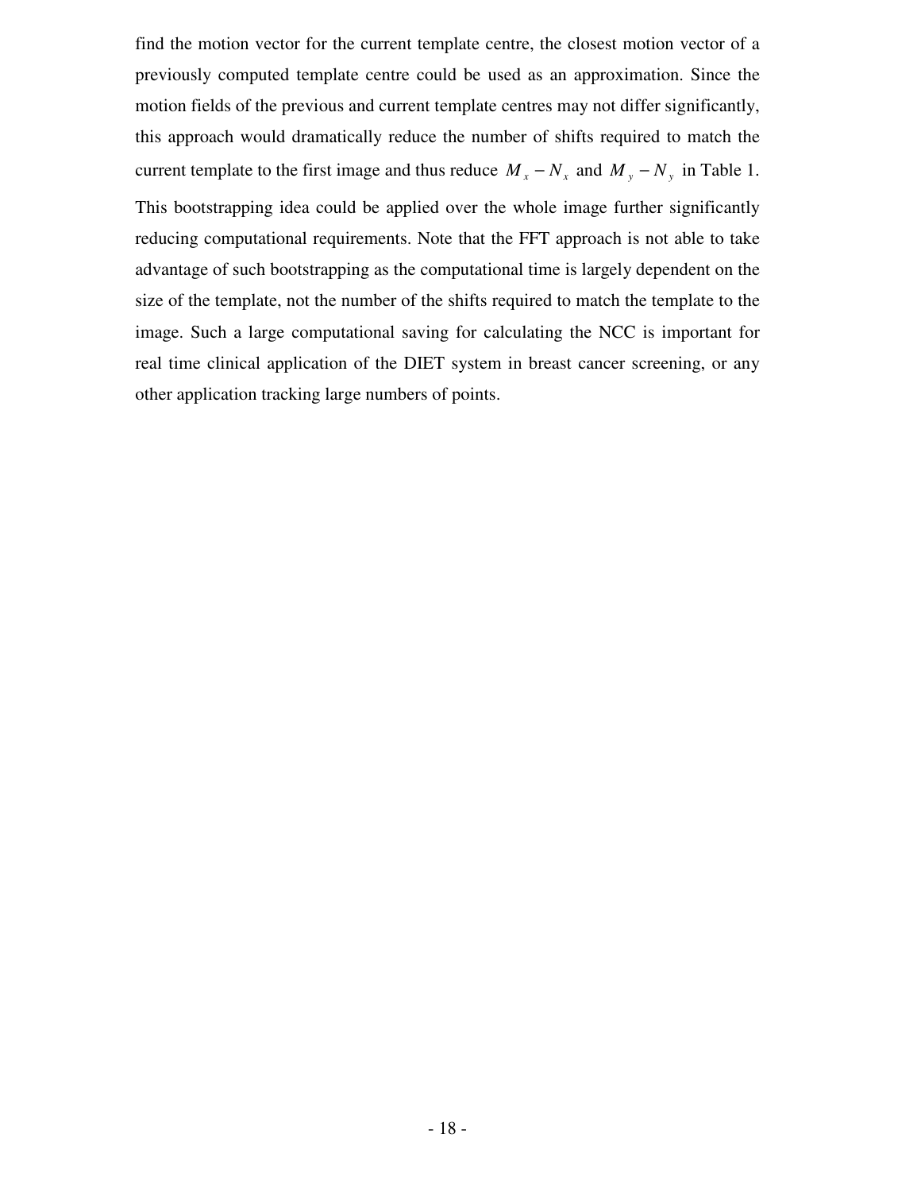find the motion vector for the current template centre, the closest motion vector of a previously computed template centre could be used as an approximation. Since the motion fields of the previous and current template centres may not differ significantly, this approach would dramatically reduce the number of shifts required to match the current template to the first image and thus reduce $M_x - N_x$ and $M_y - N_y$ in Table 1. This bootstrapping idea could be applied over the whole image further significantly reducing computational requirements. Note that the FFT approach is not able to take advantage of such bootstrapping as the computational time is largely dependent on the size of the template, not the number of the shifts required to match the template to the image. Such a large computational saving for calculating the NCC is important for real time clinical application of the DIET system in breast cancer screening, or any other application tracking large numbers of points.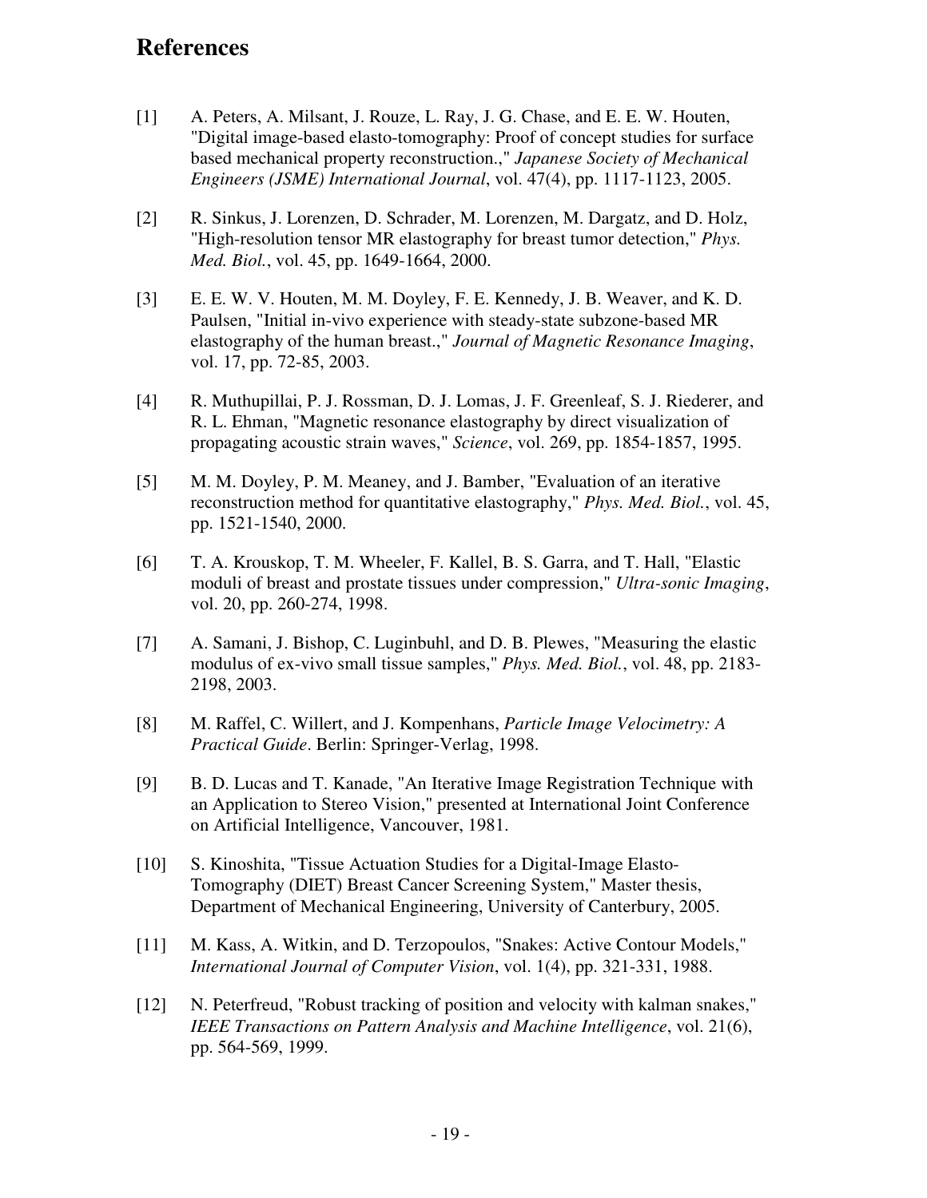# References

[1] A. Peters, A. Milsant, J. Rouze, L. Ray, J. G. Chase, and E. E. W. Houten, "Digital image-based elasto-tomography: Proof of concept studies for surface based mechanical property reconstruction.," *Japanese Society of Mechanical Engineers (JSME) International Journal*, vol. 47(4), pp. 1117-1123, 2005.

[2] R. Sinkus, J. Lorenzen, D. Schrader, M. Lorenzen, M. Dargatz, and D. Holz, "High-resolution tensor MR elastography for breast tumor detection," *Phys. Med. Biol.*, vol. 45, pp. 1649-1664, 2000.

[3] E. E. W. V. Houten, M. M. Doyley, F. E. Kennedy, J. B. Weaver, and K. D. Paulsen, "Initial in-vivo experience with steady-state subzone-based MR elastography of the human breast.," *Journal of Magnetic Resonance Imaging*, vol. 17, pp. 72-85, 2003.

[4] R. Muthupillai, P. J. Rossman, D. J. Lomas, J. F. Greenleaf, S. J. Riederer, and R. L. Ehman, "Magnetic resonance elastography by direct visualization of propagating acoustic strain waves," *Science*, vol. 269, pp. 1854-1857, 1995.

[5] M. M. Doyley, P. M. Meaney, and J. Bamber, "Evaluation of an iterative reconstruction method for quantitative elastography," *Phys. Med. Biol.*, vol. 45, pp. 1521-1540, 2000.

[6] T. A. Krouskop, T. M. Wheeler, F. Kallel, B. S. Garra, and T. Hall, "Elastic moduli of breast and prostate tissues under compression," *Ultra-sonic Imaging*, vol. 20, pp. 260-274, 1998.

[7] A. Samani, J. Bishop, C. Luginbuhl, and D. B. Plewes, "Measuring the elastic modulus of ex-vivo small tissue samples," *Phys. Med. Biol.*, vol. 48, pp. 2183-2198, 2003.

[8] M. Raffel, C. Willert, and J. Kompenhans, *Particle Image Velocimetry: A Practical Guide*. Berlin: Springer-Verlag, 1998.

[9] B. D. Lucas and T. Kanade, "An Iterative Image Registration Technique with an Application to Stereo Vision," presented at International Joint Conference on Artificial Intelligence, Vancouver, 1981.

[10] S. Kinoshita, "Tissue Actuation Studies for a Digital-Image Elasto-Tomography (DIET) Breast Cancer Screening System," Master thesis, Department of Mechanical Engineering, University of Canterbury, 2005.

[11] M. Kass, A. Witkin, and D. Terzopoulos, "Snakes: Active Contour Models," *International Journal of Computer Vision*, vol. 1(4), pp. 321-331, 1988.

[12] N. Peterfreud, "Robust tracking of position and velocity with kalman snakes," *IEEE Transactions on Pattern Analysis and Machine Intelligence*, vol. 21(6), pp. 564-569, 1999.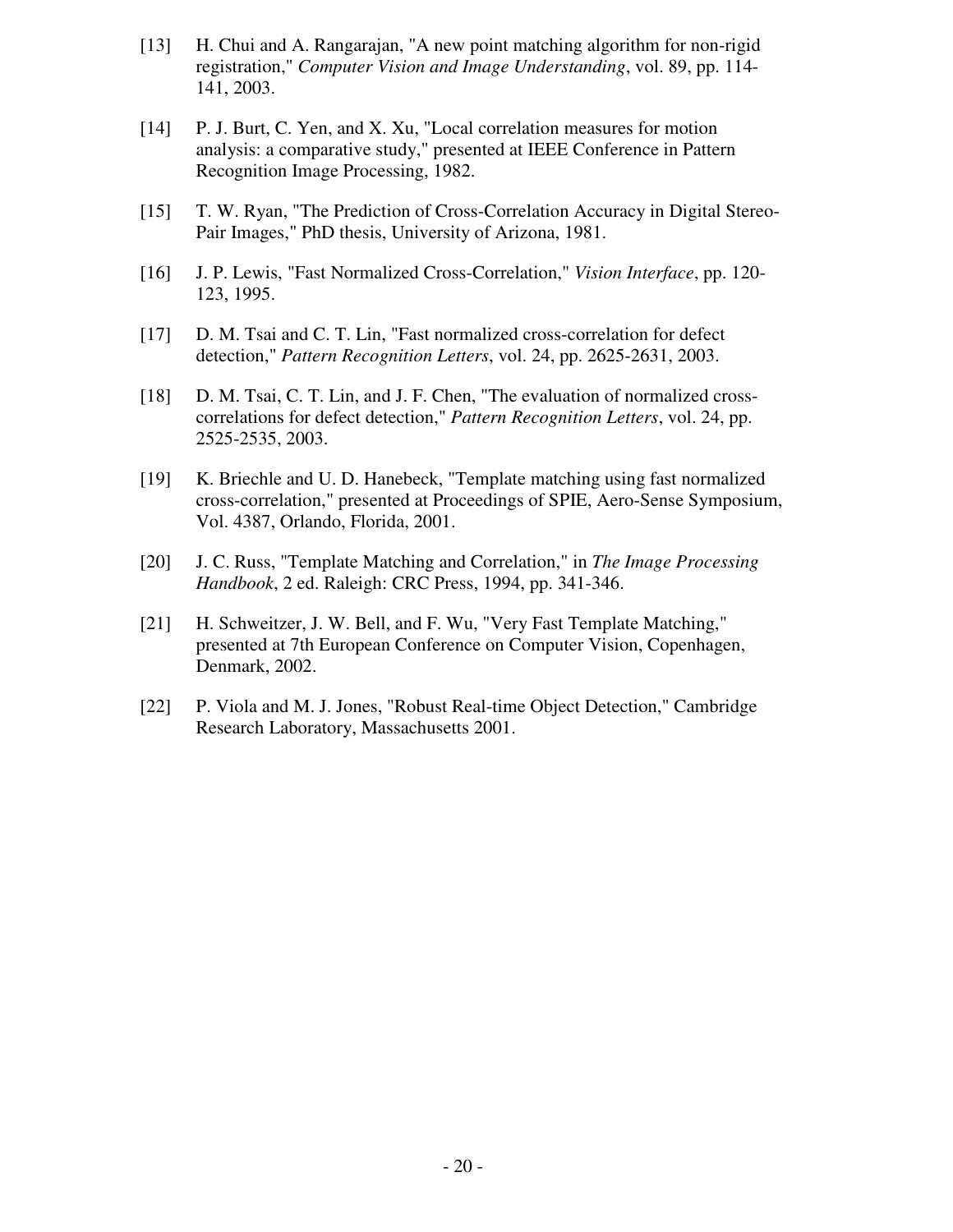[13] H. Chui and A. Rangarajan, "A new point matching algorithm for non-rigid registration," *Computer Vision and Image Understanding*, vol. 89, pp. 114-141, 2003.

[14] P. J. Burt, C. Yen, and X. Xu, "Local correlation measures for motion analysis: a comparative study," presented at IEEE Conference in Pattern Recognition Image Processing, 1982.

[15] T. W. Ryan, "The Prediction of Cross-Correlation Accuracy in Digital Stereo-Pair Images," PhD thesis, University of Arizona, 1981.

[16] J. P. Lewis, "Fast Normalized Cross-Correlation," *Vision Interface*, pp. 120-123, 1995.

[17] D. M. Tsai and C. T. Lin, "Fast normalized cross-correlation for defect detection," *Pattern Recognition Letters*, vol. 24, pp. 2625-2631, 2003.

[18] D. M. Tsai, C. T. Lin, and J. F. Chen, "The evaluation of normalized cross-correlations for defect detection," *Pattern Recognition Letters*, vol. 24, pp. 2525-2535, 2003.

[19] K. Briechle and U. D. Hanebeck, "Template matching using fast normalized cross-correlation," presented at Proceedings of SPIE, Aero-Sense Symposium, Vol. 4387, Orlando, Florida, 2001.

[20] J. C. Russ, "Template Matching and Correlation," in *The Image Processing Handbook*, 2 ed. Raleigh: CRC Press, 1994, pp. 341-346.

[21] H. Schweitzer, J. W. Bell, and F. Wu, "Very Fast Template Matching," presented at 7th European Conference on Computer Vision, Copenhagen, Denmark, 2002.

[22] P. Viola and M. J. Jones, "Robust Real-time Object Detection," Cambridge Research Laboratory, Massachusetts 2001.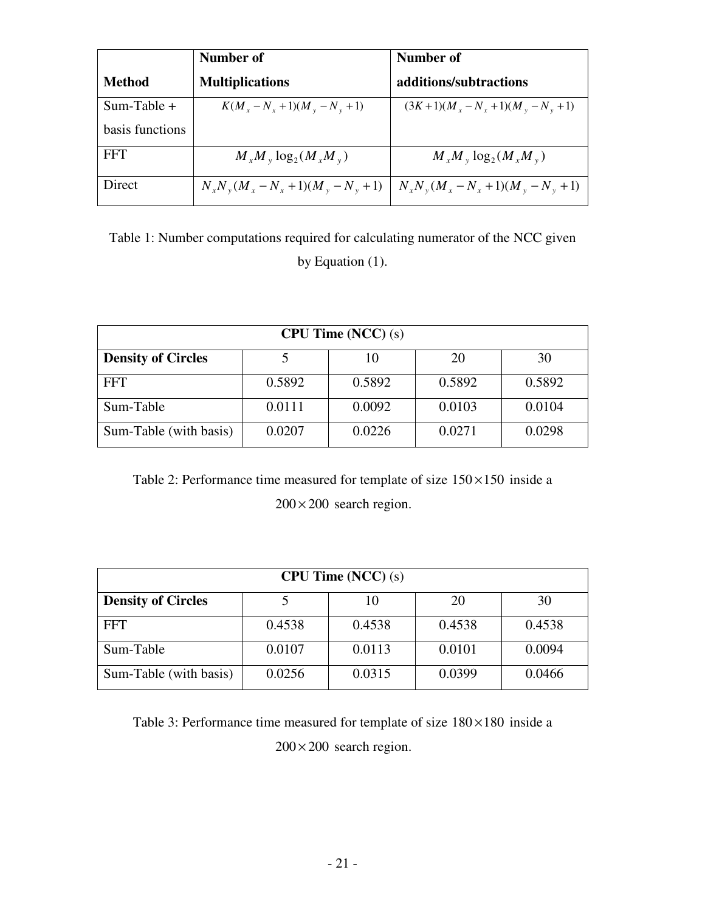| Method | Number of Multiplications | Number of additions/subtractions |
|---|---|---|
| Sum-Table + basis functions | $K(M_x - N_x + 1)(M_y - N_y + 1)$ | $(3K+1)(M_x - N_x + 1)(M_y - N_y + 1)$ |
| FFT | $M_x M_y \log_2(M_x M_y)$ | $M_x M_y \log_2(M_x M_y)$ |
| Direct | $N_x N_y (M_x - N_x + 1)(M_y - N_y + 1)$ | $N_x N_y (M_x - N_x + 1)(M_y - N_y + 1)$ |

Table 1: Number computations required for calculating numerator of the NCC given by Equation (1).

| **CPU Time (NCC)** (s) | | | | |
|---|---|---|---|---|
| **Density of Circles** | 5 | 10 | 20 | 30 |
| FFT | 0.5892 | 0.5892 | 0.5892 | 0.5892 |
| Sum-Table | 0.0111 | 0.0092 | 0.0103 | 0.0104 |
| Sum-Table (with basis) | 0.0207 | 0.0226 | 0.0271 | 0.0298 |

Table 2: Performance time measured for template of size $150 \times 150$ inside a $200 \times 200$ search region.

| **CPU Time (NCC)** (s) | | | | |
|---|---|---|---|---|
| **Density of Circles** | 5 | 10 | 20 | 30 |
| FFT | 0.4538 | 0.4538 | 0.4538 | 0.4538 |
| Sum-Table | 0.0107 | 0.0113 | 0.0101 | 0.0094 |
| Sum-Table (with basis) | 0.0256 | 0.0315 | 0.0399 | 0.0466 |

Table 3: Performance time measured for template of size $180 \times 180$ inside a $200 \times 200$ search region.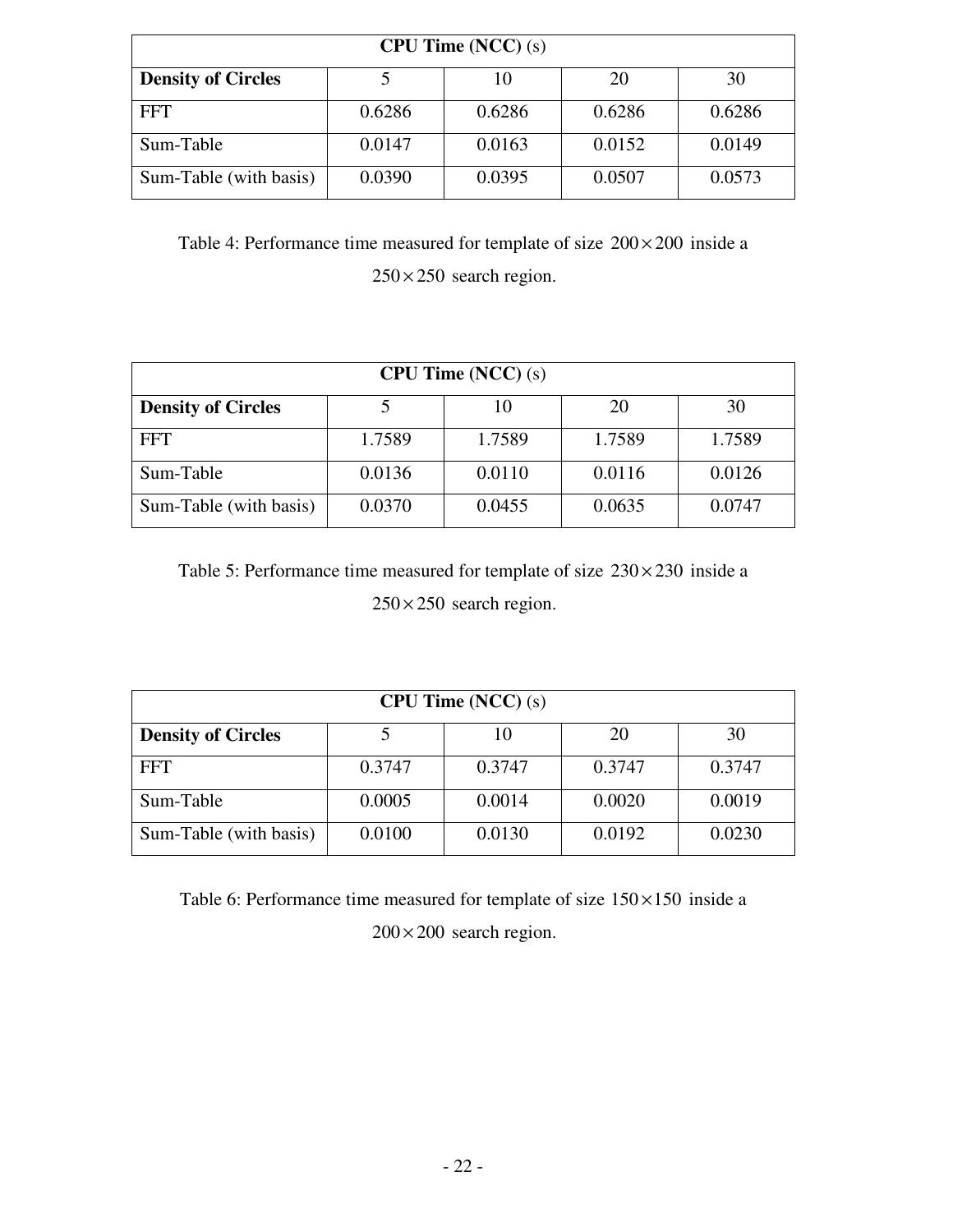| **CPU Time (NCC)** (s) | | | | |
|---|---|---|---|---|
| **Density of Circles** | 5 | 10 | 20 | 30 |
| FFT | 0.6286 | 0.6286 | 0.6286 | 0.6286 |
| Sum-Table | 0.0147 | 0.0163 | 0.0152 | 0.0149 |
| Sum-Table (with basis) | 0.0390 | 0.0395 | 0.0507 | 0.0573 |

Table 4: Performance time measured for template of size $200 \times 200$ inside a $250 \times 250$ search region.

| **CPU Time (NCC)** (s) | | | | |
|---|---|---|---|---|
| **Density of Circles** | 5 | 10 | 20 | 30 |
| FFT | 1.7589 | 1.7589 | 1.7589 | 1.7589 |
| Sum-Table | 0.0136 | 0.0110 | 0.0116 | 0.0126 |
| Sum-Table (with basis) | 0.0370 | 0.0455 | 0.0635 | 0.0747 |

Table 5: Performance time measured for template of size $230 \times 230$ inside a $250 \times 250$ search region.

| **CPU Time (NCC)** (s) | | | | |
|---|---|---|---|---|
| **Density of Circles** | 5 | 10 | 20 | 30 |
| FFT | 0.3747 | 0.3747 | 0.3747 | 0.3747 |
| Sum-Table | 0.0005 | 0.0014 | 0.0020 | 0.0019 |
| Sum-Table (with basis) | 0.0100 | 0.0130 | 0.0192 | 0.0230 |

Table 6: Performance time measured for template of size $150 \times 150$ inside a $200 \times 200$ search region.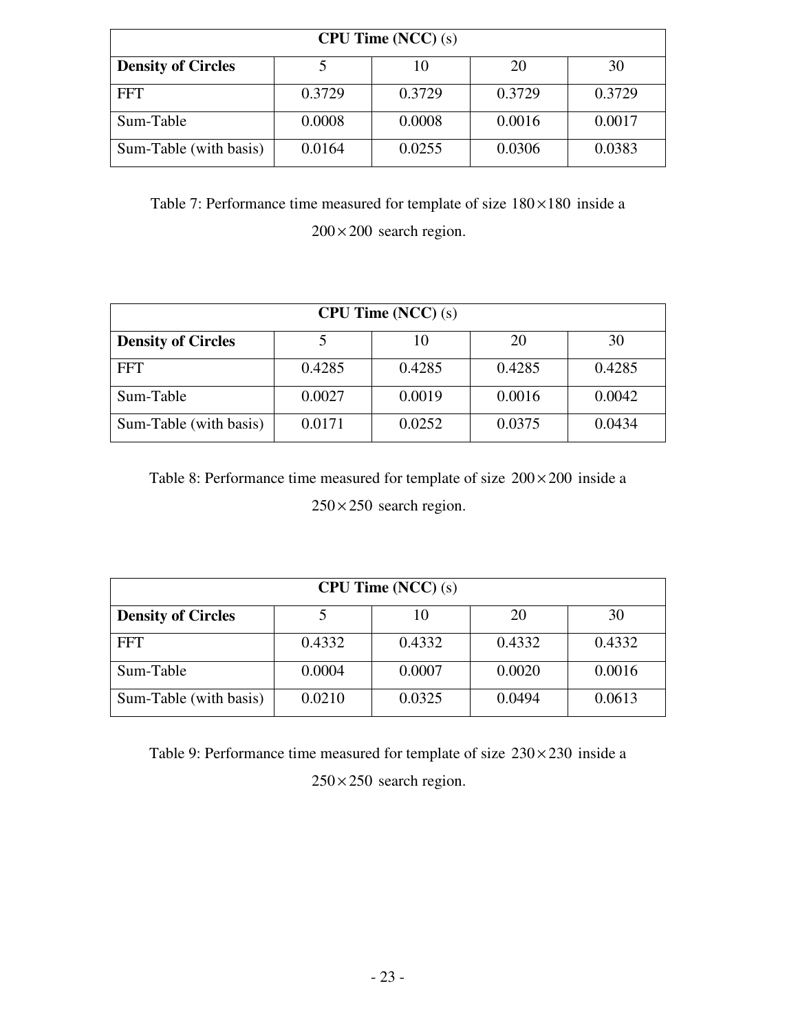| **CPU Time (NCC)** (s) | | | | |
|---|---|---|---|---|
| **Density of Circles** | 5 | 10 | 20 | 30 |
| FFT | 0.3729 | 0.3729 | 0.3729 | 0.3729 |
| Sum-Table | 0.0008 | 0.0008 | 0.0016 | 0.0017 |
| Sum-Table (with basis) | 0.0164 | 0.0255 | 0.0306 | 0.0383 |

Table 7: Performance time measured for template of size $180 \times 180$ inside a $200 \times 200$ search region.

| **CPU Time (NCC)** (s) | | | | |
|---|---|---|---|---|
| **Density of Circles** | 5 | 10 | 20 | 30 |
| FFT | 0.4285 | 0.4285 | 0.4285 | 0.4285 |
| Sum-Table | 0.0027 | 0.0019 | 0.0016 | 0.0042 |
| Sum-Table (with basis) | 0.0171 | 0.0252 | 0.0375 | 0.0434 |

Table 8: Performance time measured for template of size $200 \times 200$ inside a $250 \times 250$ search region.

| **CPU Time (NCC)** (s) | | | | |
|---|---|---|---|---|
| **Density of Circles** | 5 | 10 | 20 | 30 |
| FFT | 0.4332 | 0.4332 | 0.4332 | 0.4332 |
| Sum-Table | 0.0004 | 0.0007 | 0.0020 | 0.0016 |
| Sum-Table (with basis) | 0.0210 | 0.0325 | 0.0494 | 0.0613 |

Table 9: Performance time measured for template of size $230 \times 230$ inside a $250 \times 250$ search region.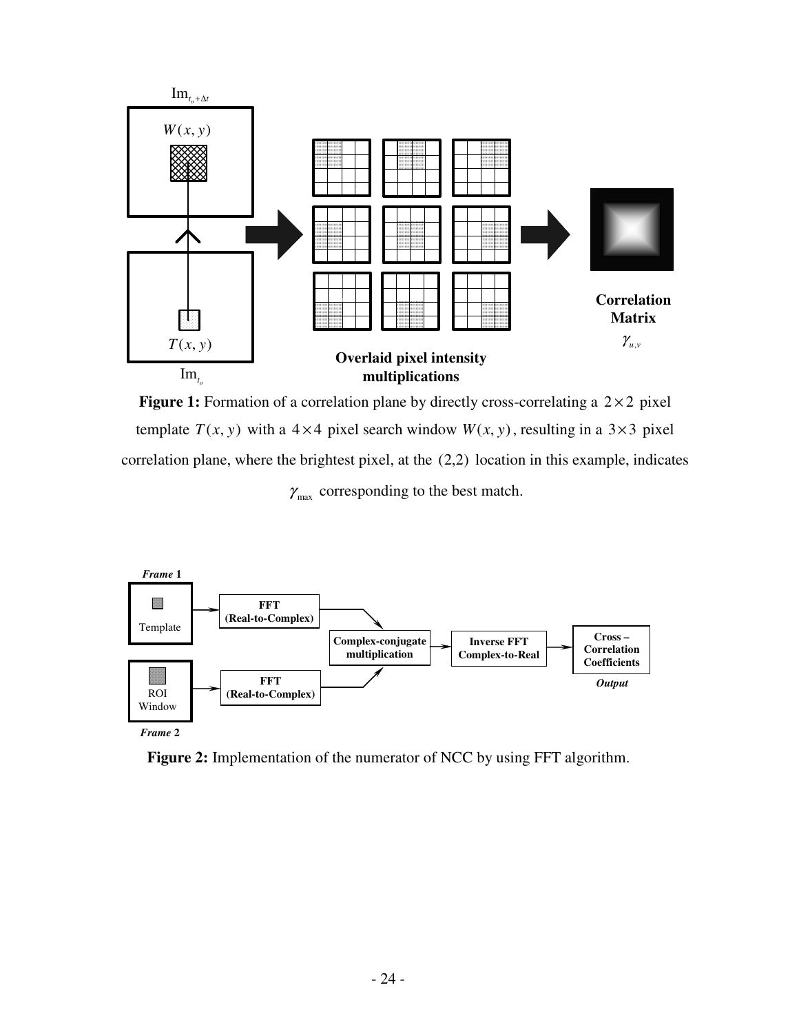**Figure 1:** Formation of a correlation plane by directly cross-correlating a $2 \times 2$ pixel template $T(x, y)$ with a $4 \times 4$ pixel search window $W(x, y)$, resulting in a $3 \times 3$ pixel correlation plane, where the brightest pixel, at the $(2,2)$ location in this example, indicates $\gamma_{\max}$ corresponding to the best match.

**Figure 2:** Implementation of the numerator of NCC by using FFT algorithm.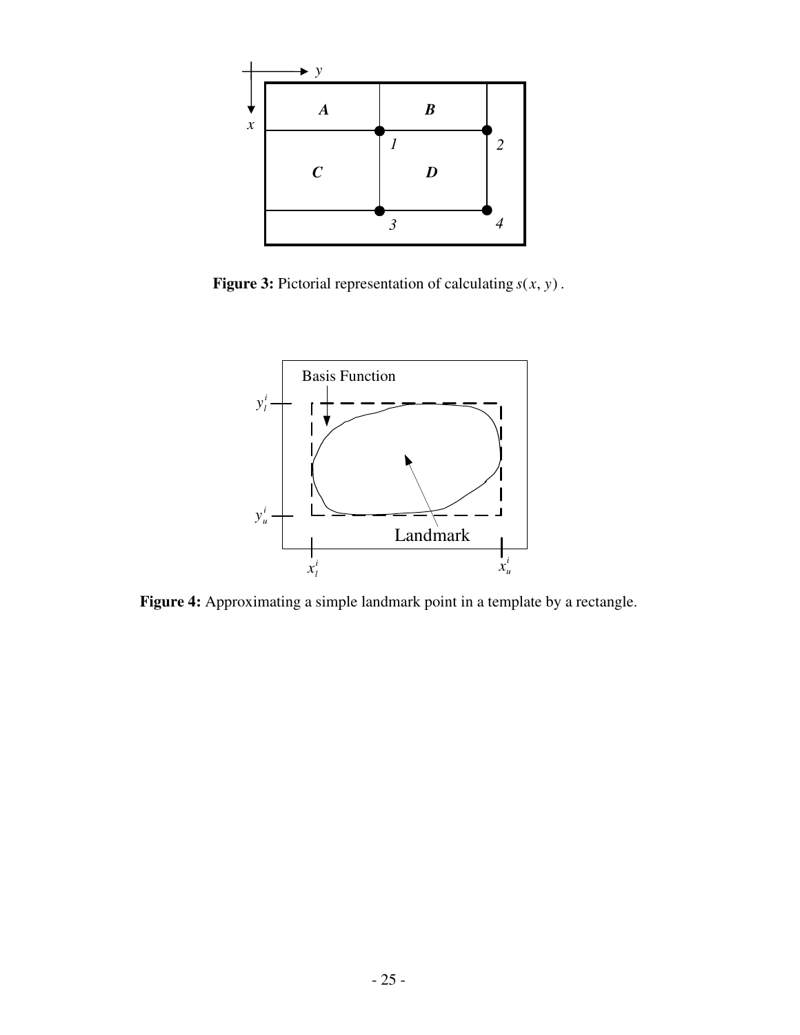**Figure 3:** Pictorial representation of calculating $s(x, y)$.

**Figure 4:** Approximating a simple landmark point in a template by a rectangle.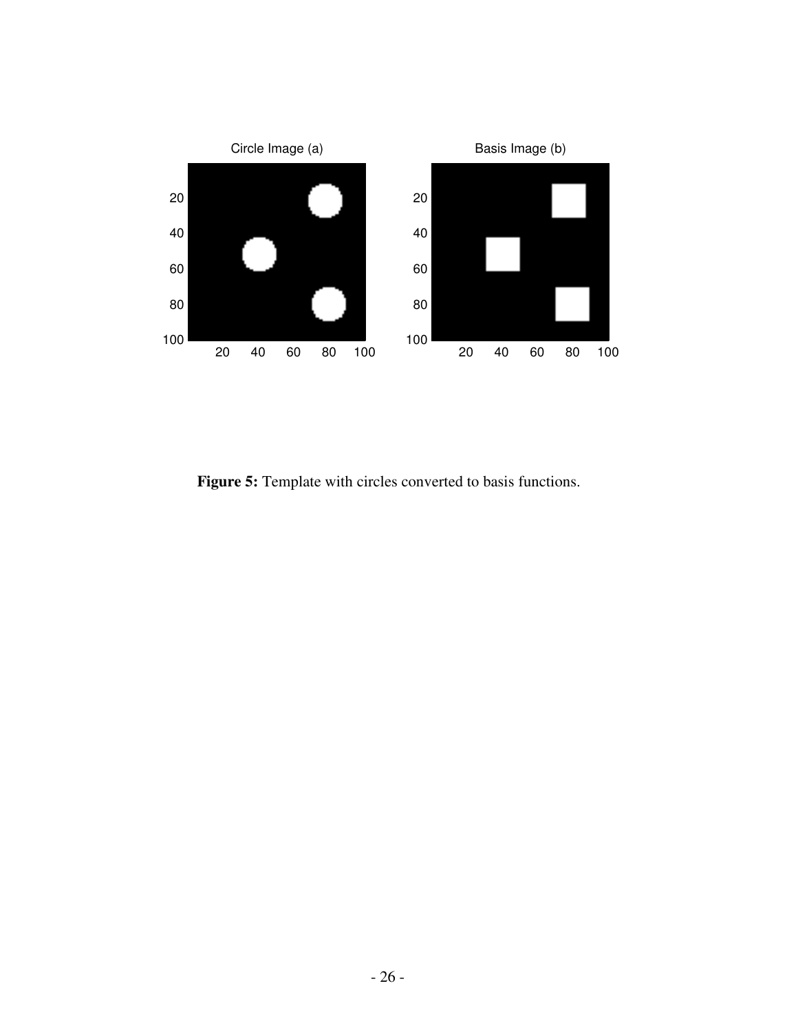**Figure 5:** Template with circles converted to basis functions.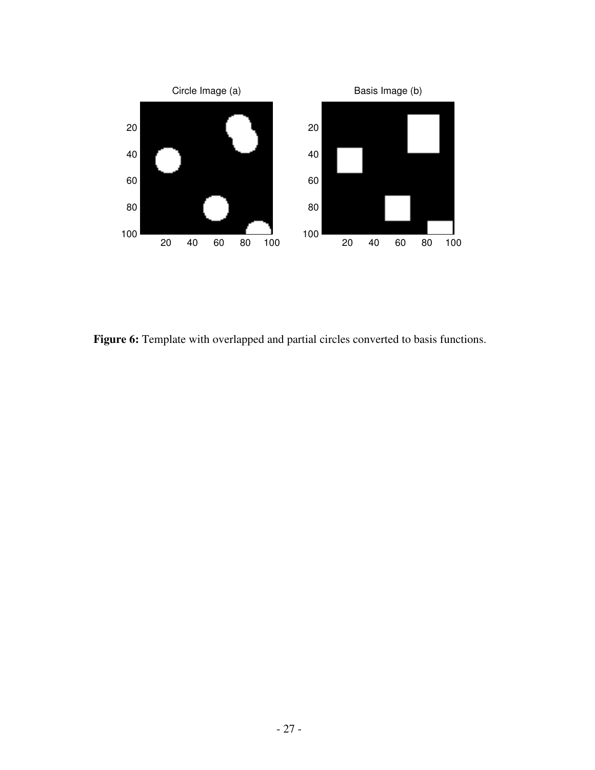**Figure 6:** Template with overlapped and partial circles converted to basis functions.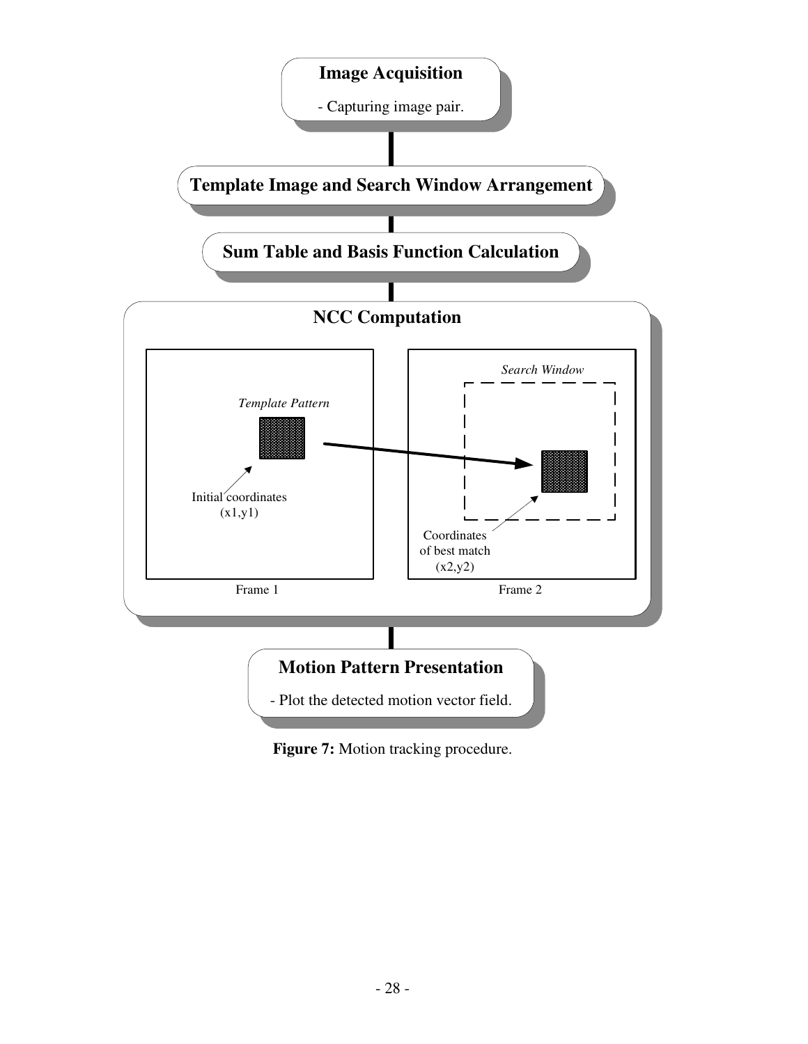**Image Acquisition**

- Capturing image pair.

**Template Image and Search Window Arrangement**

**Sum Table and Basis Function Calculation**

**NCC Computation**

*Template Pattern*

Initial coordinates (x1,y1)

Frame 1

*Search Window*

Coordinates of best match (x2,y2)

Frame 2

**Motion Pattern Presentation**

- Plot the detected motion vector field.

**Figure 7:** Motion tracking procedure.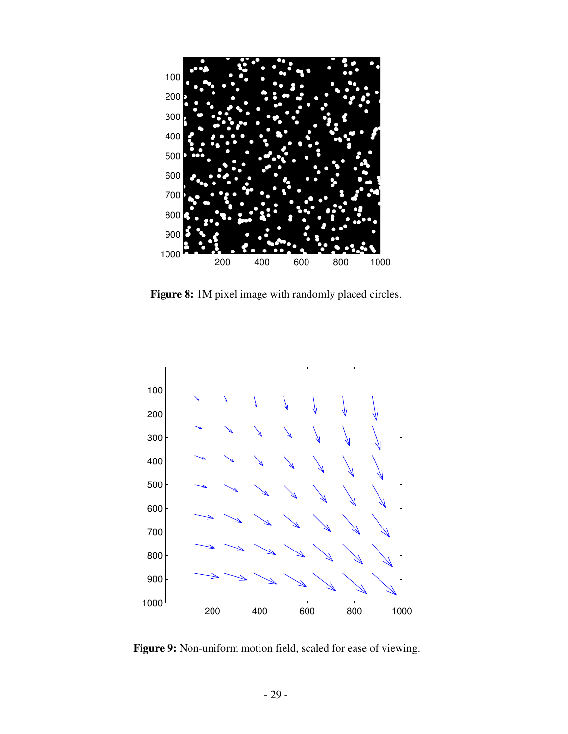**Figure 8:** 1M pixel image with randomly placed circles.

**Figure 9:** Non-uniform motion field, scaled for ease of viewing.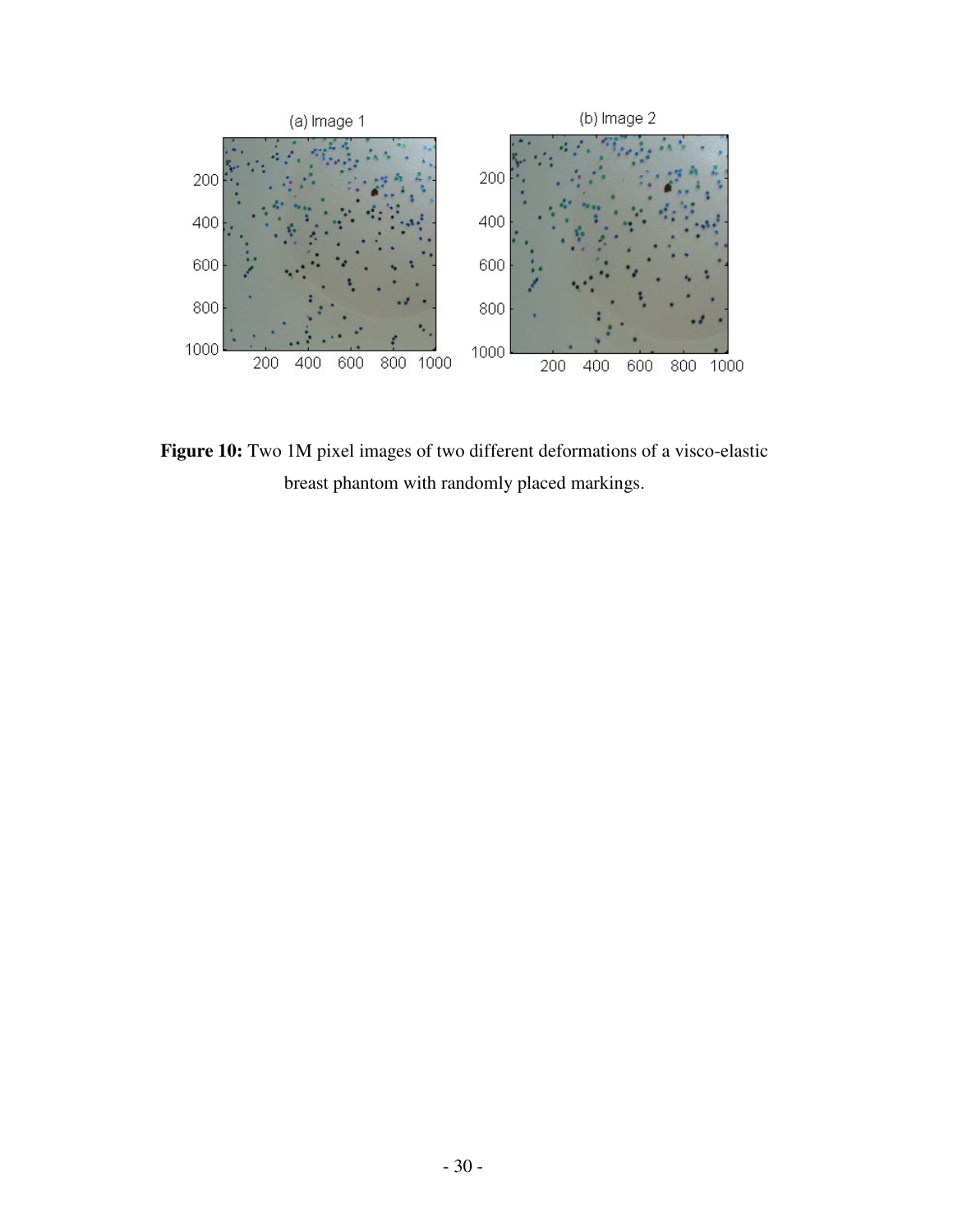**Figure 10:** Two 1M pixel images of two different deformations of a visco-elastic breast phantom with randomly placed markings.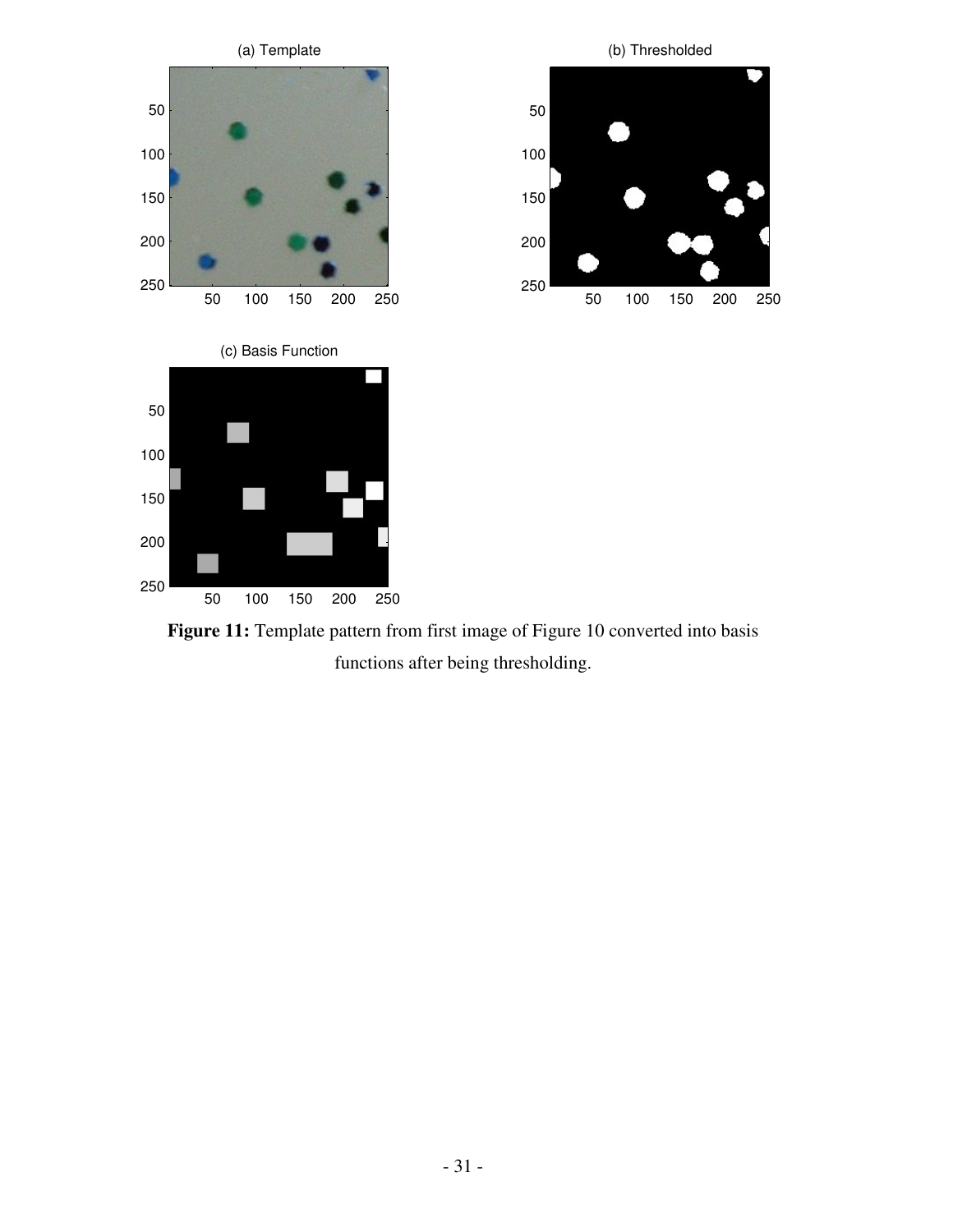**Figure 11:** Template pattern from first image of Figure 10 converted into basis functions after being thresholding.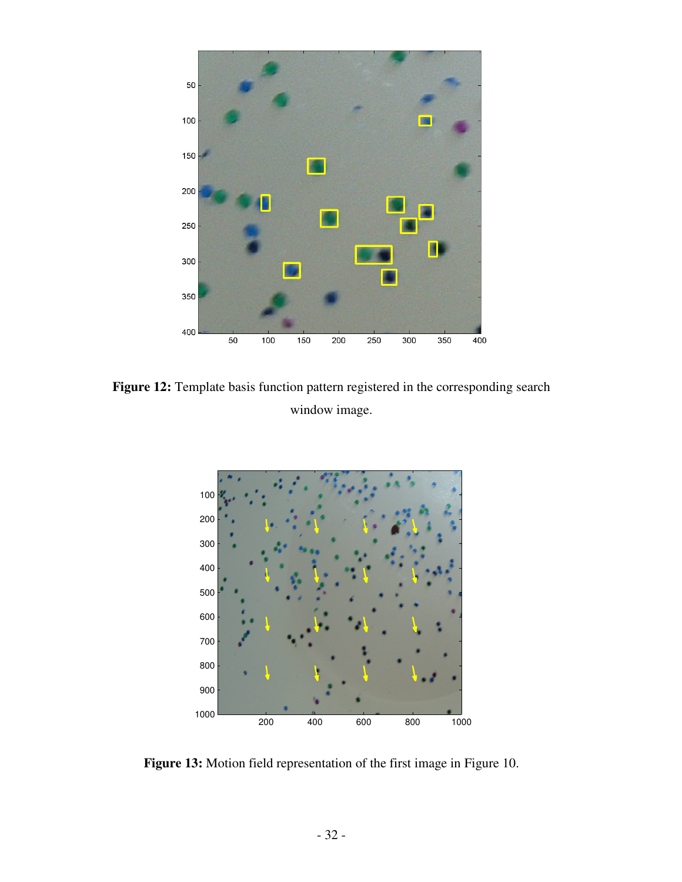**Figure 12:** Template basis function pattern registered in the corresponding search window image.

**Figure 13:** Motion field representation of the first image in Figure 10.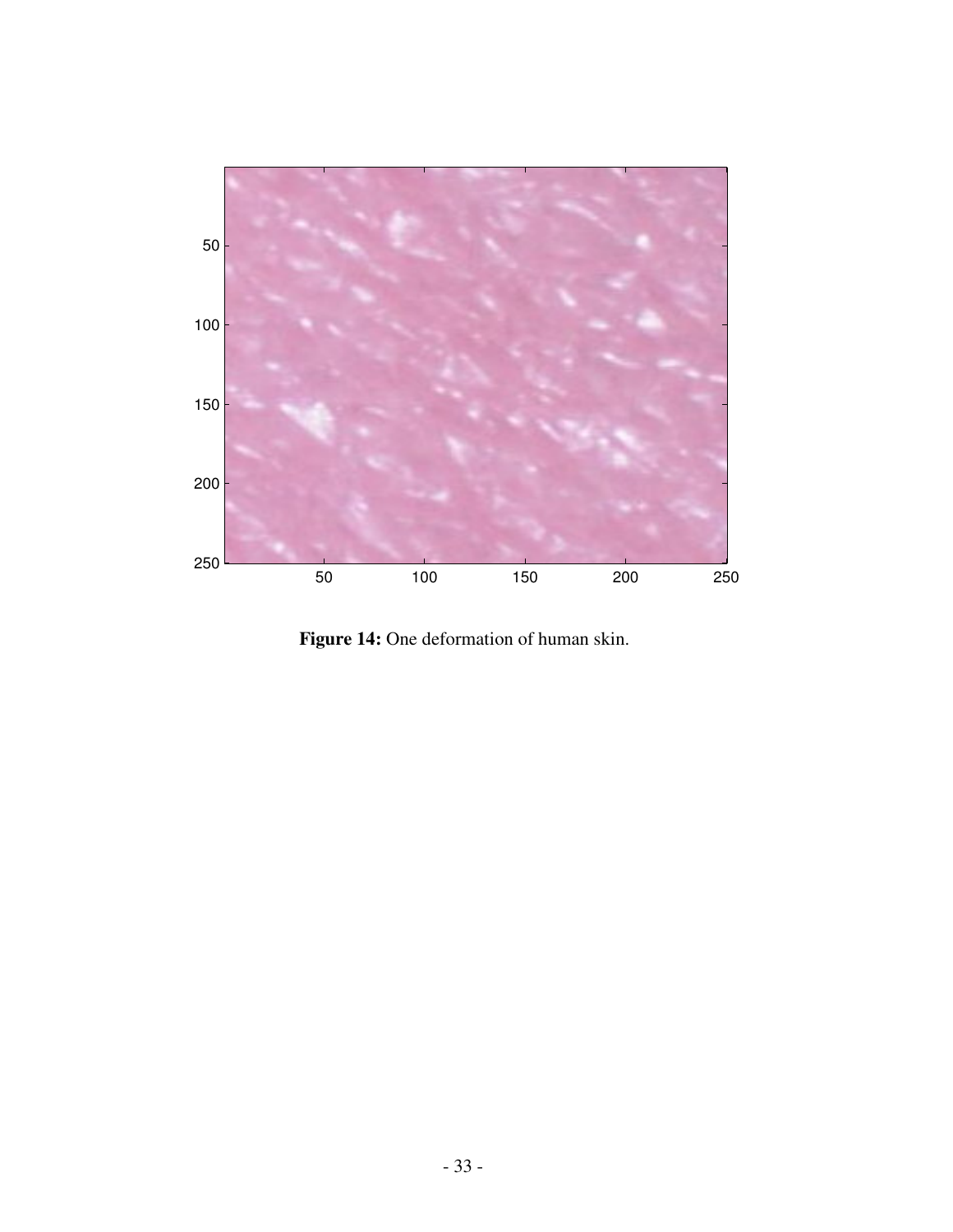**Figure 14:** One deformation of human skin.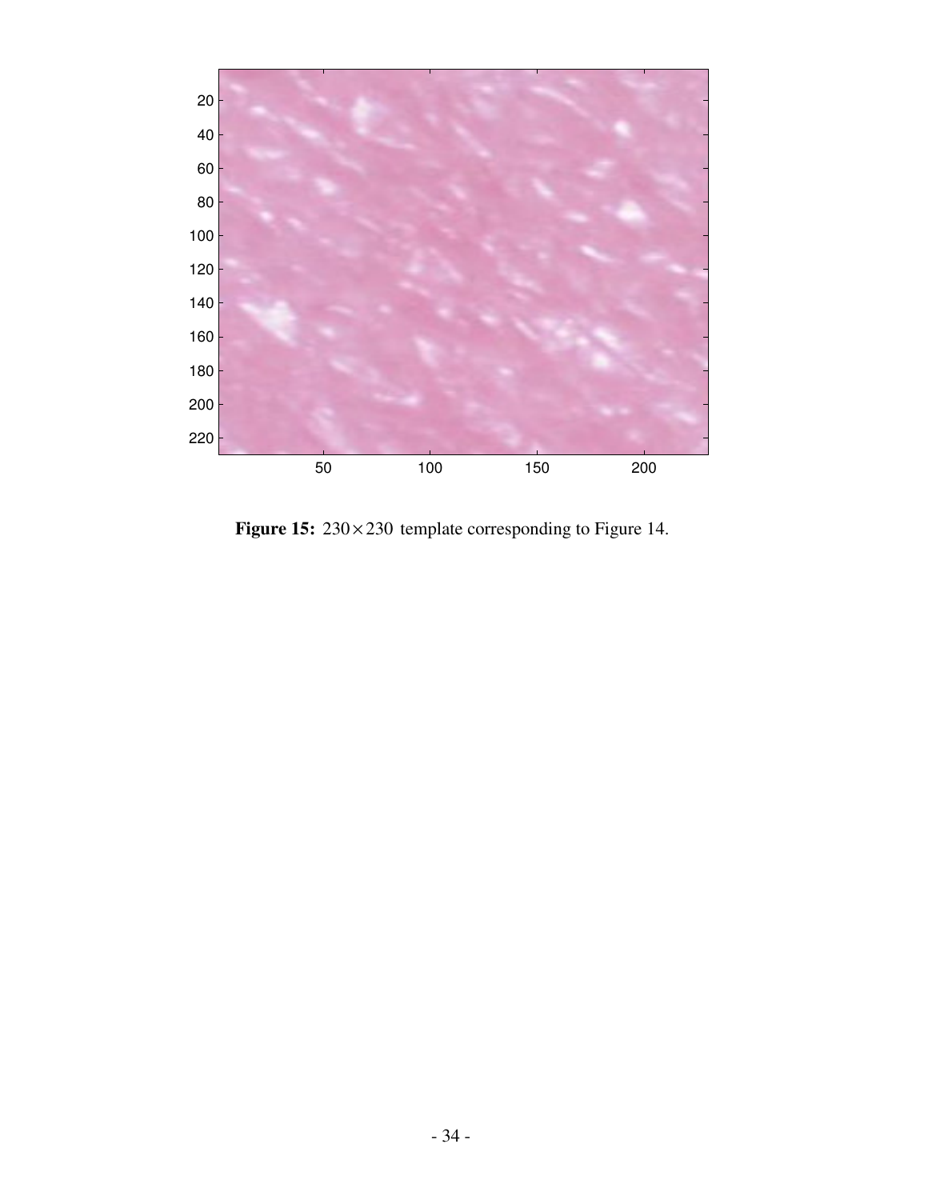**Figure 15:** $230 \times 230$ template corresponding to Figure 14.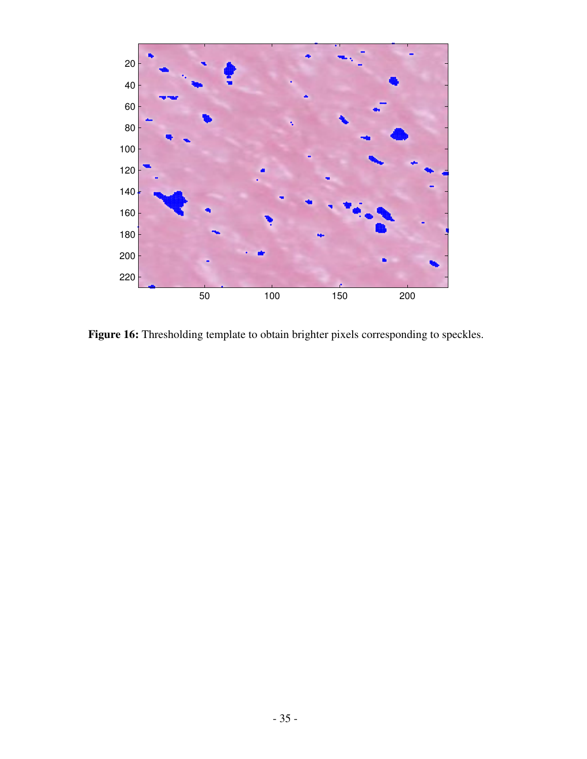**Figure 16:** Thresholding template to obtain brighter pixels corresponding to speckles.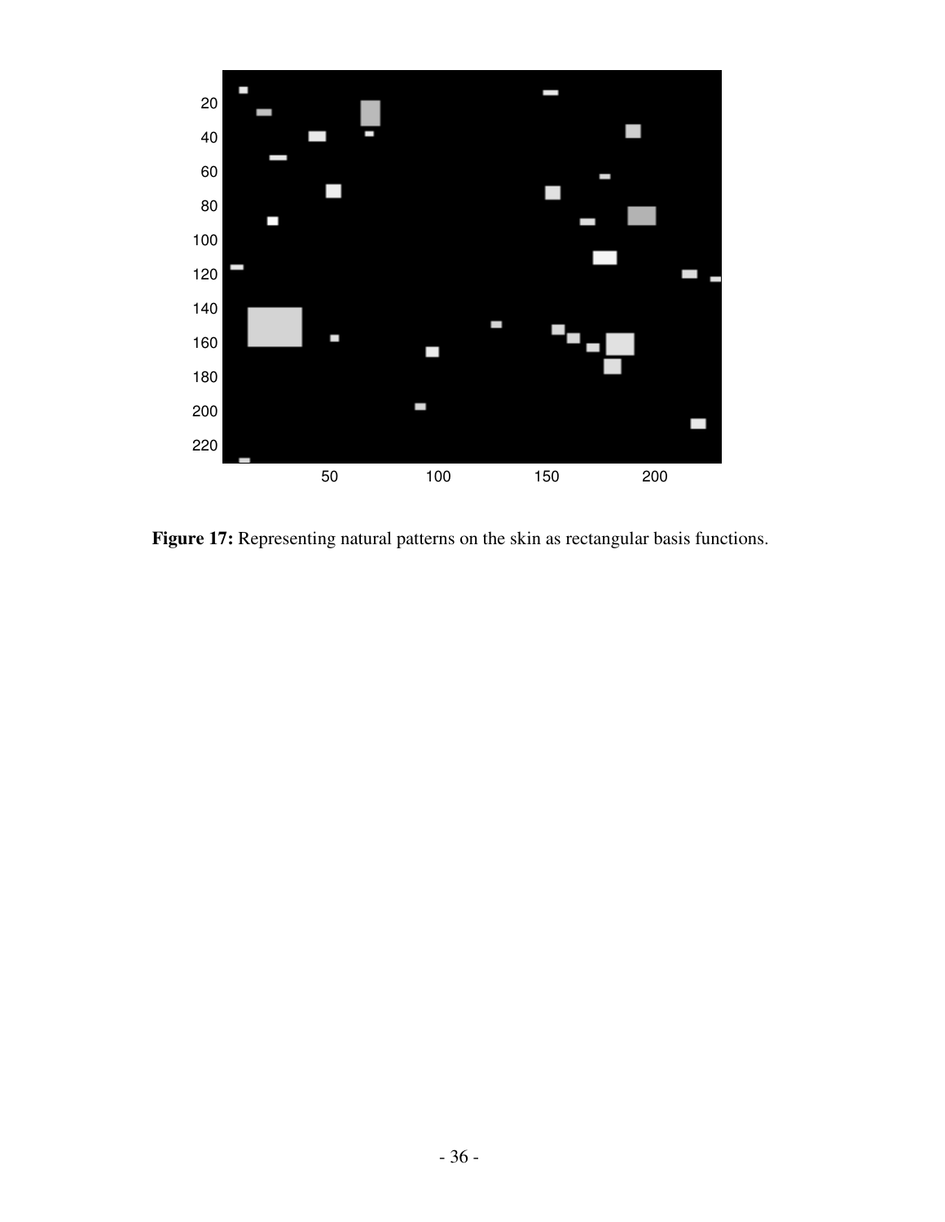**Figure 17:** Representing natural patterns on the skin as rectangular basis functions.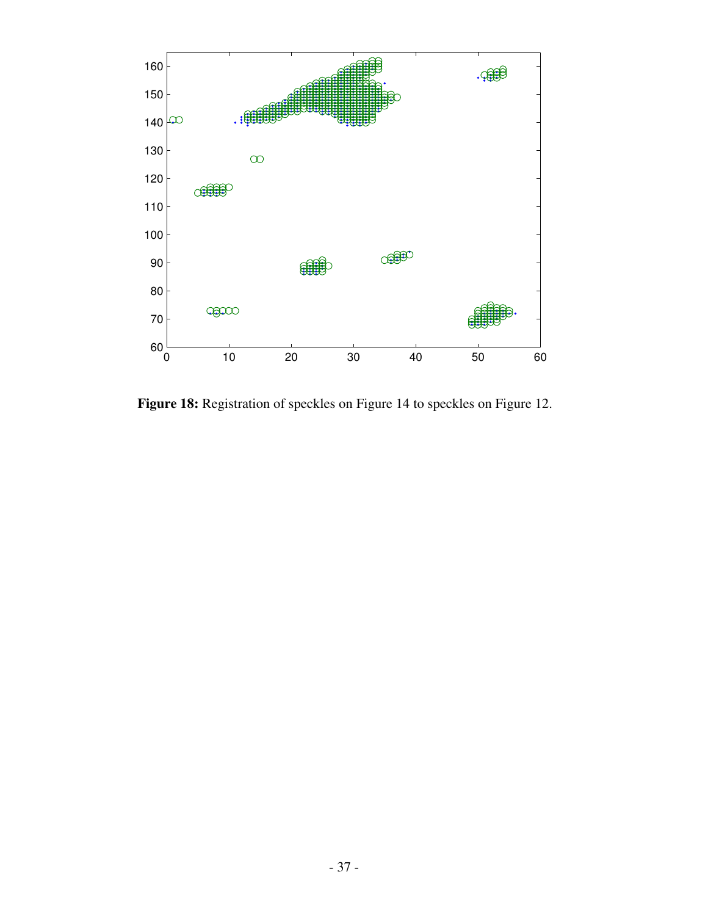160
150
140
130
120
110
100
90
80
70
60
0
10
20
30
40
50
60

**Figure 18:** Registration of speckles on Figure 14 to speckles on Figure 12.